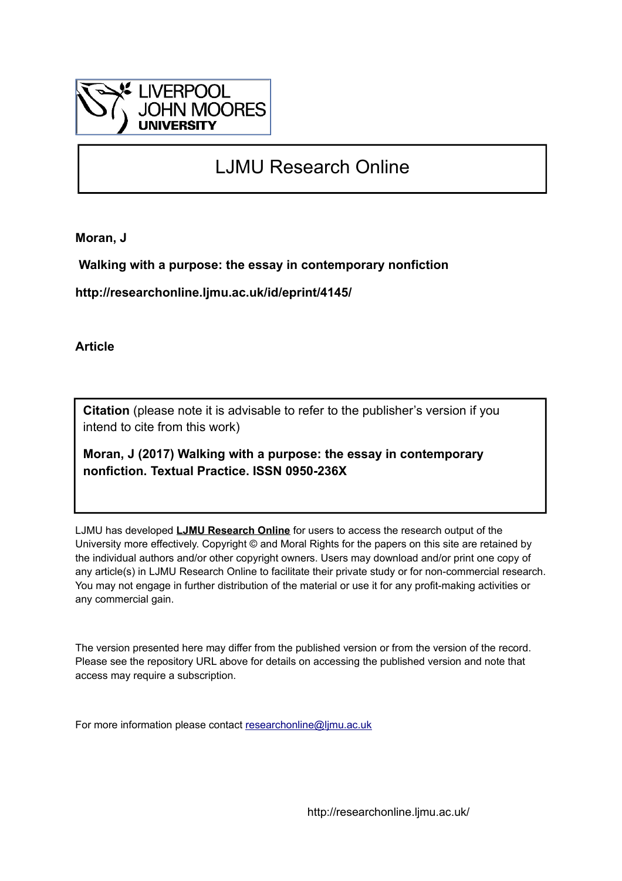LIVERPOOL JOHN MOORES UNIVERSITY

# LJMU Research Online

**Moran, J**

**Walking with a purpose: the essay in contemporary nonfiction**

**http://researchonline.ljmu.ac.uk/id/eprint/4145/**

**Article**

**Citation** (please note it is advisable to refer to the publisher's version if you intend to cite from this work)

**Moran, J (2017) Walking with a purpose: the essay in contemporary nonfiction. Textual Practice. ISSN 0950-236X**

LJMU has developed **LJMU Research Online** for users to access the research output of the University more effectively. Copyright © and Moral Rights for the papers on this site are retained by the individual authors and/or other copyright owners. Users may download and/or print one copy of any article(s) in LJMU Research Online to facilitate their private study or for non-commercial research. You may not engage in further distribution of the material or use it for any profit-making activities or any commercial gain.

The version presented here may differ from the published version or from the version of the record. Please see the repository URL above for details on accessing the published version and note that access may require a subscription.

For more information please contact researchonline@ljmu.ac.uk

http://researchonline.ljmu.ac.uk/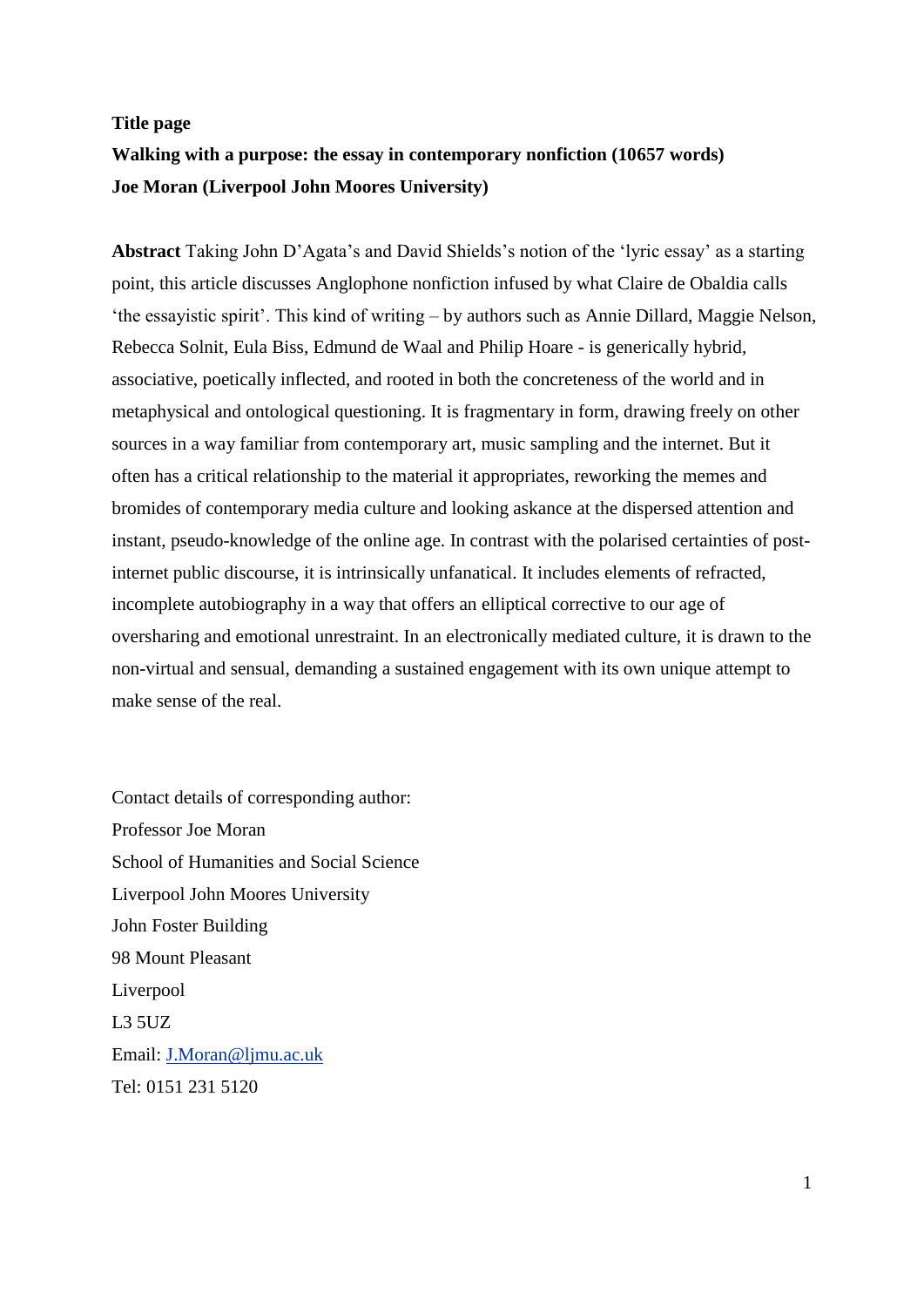**Title page**

**Walking with a purpose: the essay in contemporary nonfiction (10657 words)**

**Joe Moran (Liverpool John Moores University)**

**Abstract** Taking John D'Agata's and David Shields's notion of the 'lyric essay' as a starting point, this article discusses Anglophone nonfiction infused by what Claire de Obaldia calls 'the essayistic spirit'. This kind of writing – by authors such as Annie Dillard, Maggie Nelson, Rebecca Solnit, Eula Biss, Edmund de Waal and Philip Hoare - is generically hybrid, associative, poetically inflected, and rooted in both the concreteness of the world and in metaphysical and ontological questioning. It is fragmentary in form, drawing freely on other sources in a way familiar from contemporary art, music sampling and the internet. But it often has a critical relationship to the material it appropriates, reworking the memes and bromides of contemporary media culture and looking askance at the dispersed attention and instant, pseudo-knowledge of the online age. In contrast with the polarised certainties of post-internet public discourse, it is intrinsically unfanatical. It includes elements of refracted, incomplete autobiography in a way that offers an elliptical corrective to our age of oversharing and emotional unrestraint. In an electronically mediated culture, it is drawn to the non-virtual and sensual, demanding a sustained engagement with its own unique attempt to make sense of the real.

Contact details of corresponding author:
Professor Joe Moran
School of Humanities and Social Science
Liverpool John Moores University
John Foster Building
98 Mount Pleasant
Liverpool
L3 5UZ
Email: J.Moran@ljmu.ac.uk
Tel: 0151 231 5120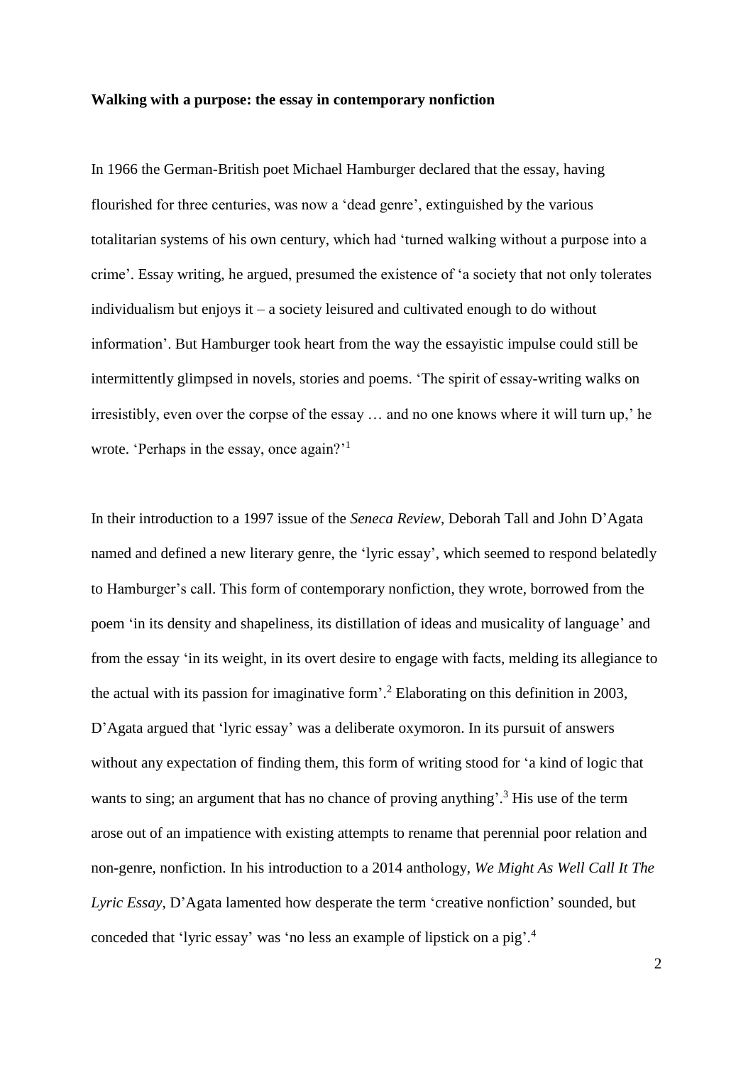**Walking with a purpose: the essay in contemporary nonfiction**

In 1966 the German-British poet Michael Hamburger declared that the essay, having flourished for three centuries, was now a 'dead genre', extinguished by the various totalitarian systems of his own century, which had 'turned walking without a purpose into a crime'. Essay writing, he argued, presumed the existence of 'a society that not only tolerates individualism but enjoys it – a society leisured and cultivated enough to do without information'. But Hamburger took heart from the way the essayistic impulse could still be intermittently glimpsed in novels, stories and poems. 'The spirit of essay-writing walks on irresistibly, even over the corpse of the essay … and no one knows where it will turn up,' he wrote. 'Perhaps in the essay, once again?'[1]

In their introduction to a 1997 issue of the *Seneca Review*, Deborah Tall and John D'Agata named and defined a new literary genre, the 'lyric essay', which seemed to respond belatedly to Hamburger's call. This form of contemporary nonfiction, they wrote, borrowed from the poem 'in its density and shapeliness, its distillation of ideas and musicality of language' and from the essay 'in its weight, in its overt desire to engage with facts, melding its allegiance to the actual with its passion for imaginative form'.[2] Elaborating on this definition in 2003, D'Agata argued that 'lyric essay' was a deliberate oxymoron. In its pursuit of answers without any expectation of finding them, this form of writing stood for 'a kind of logic that wants to sing; an argument that has no chance of proving anything'.[3] His use of the term arose out of an impatience with existing attempts to rename that perennial poor relation and non-genre, nonfiction. In his introduction to a 2014 anthology, *We Might As Well Call It The Lyric Essay*, D'Agata lamented how desperate the term 'creative nonfiction' sounded, but conceded that 'lyric essay' was 'no less an example of lipstick on a pig'.[4]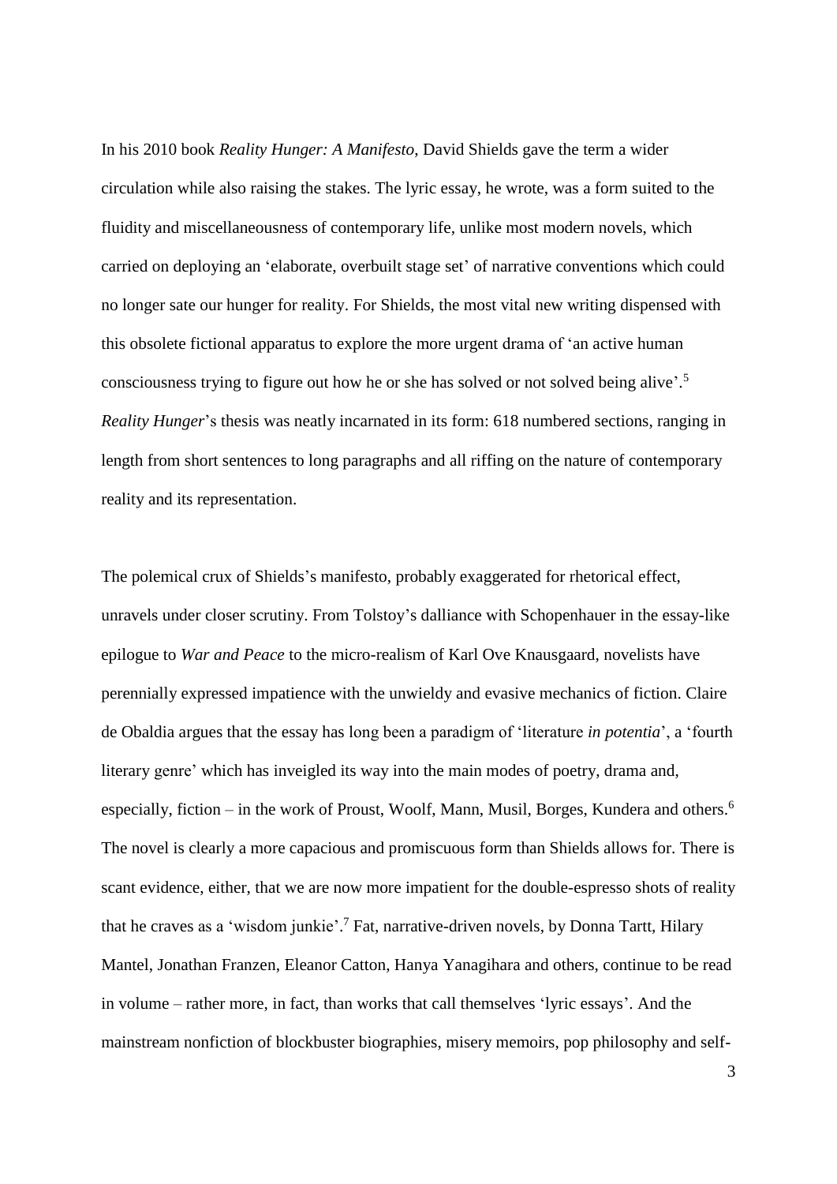In his 2010 book *Reality Hunger: A Manifesto,* David Shields gave the term a wider circulation while also raising the stakes. The lyric essay, he wrote, was a form suited to the fluidity and miscellaneousness of contemporary life, unlike most modern novels, which carried on deploying an 'elaborate, overbuilt stage set' of narrative conventions which could no longer sate our hunger for reality. For Shields, the most vital new writing dispensed with this obsolete fictional apparatus to explore the more urgent drama of 'an active human consciousness trying to figure out how he or she has solved or not solved being alive'.[5] *Reality Hunger*'s thesis was neatly incarnated in its form: 618 numbered sections, ranging in length from short sentences to long paragraphs and all riffing on the nature of contemporary reality and its representation.

The polemical crux of Shields's manifesto, probably exaggerated for rhetorical effect, unravels under closer scrutiny. From Tolstoy's dalliance with Schopenhauer in the essay-like epilogue to *War and Peace* to the micro-realism of Karl Ove Knausgaard, novelists have perennially expressed impatience with the unwieldy and evasive mechanics of fiction. Claire de Obaldia argues that the essay has long been a paradigm of 'literature *in potentia*', a 'fourth literary genre' which has inveigled its way into the main modes of poetry, drama and, especially, fiction – in the work of Proust, Woolf, Mann, Musil, Borges, Kundera and others.[6] The novel is clearly a more capacious and promiscuous form than Shields allows for. There is scant evidence, either, that we are now more impatient for the double-espresso shots of reality that he craves as a 'wisdom junkie'.[7] Fat, narrative-driven novels, by Donna Tartt, Hilary Mantel, Jonathan Franzen, Eleanor Catton, Hanya Yanagihara and others, continue to be read in volume – rather more, in fact, than works that call themselves 'lyric essays'. And the mainstream nonfiction of blockbuster biographies, misery memoirs, pop philosophy and self-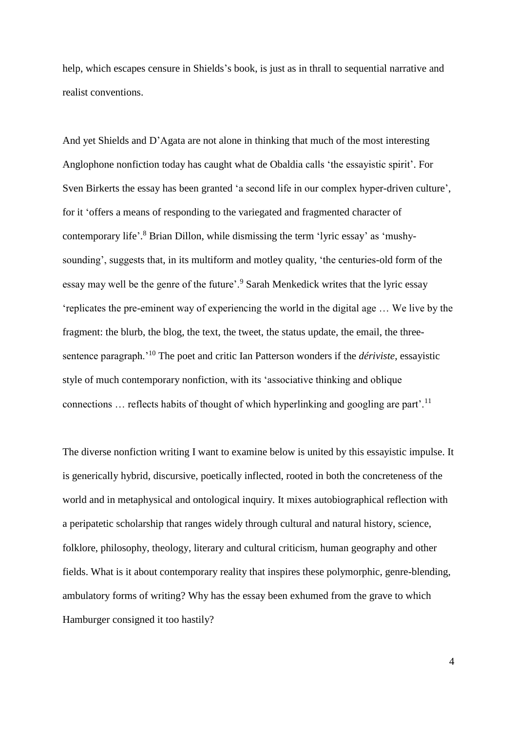help, which escapes censure in Shields's book, is just as in thrall to sequential narrative and realist conventions.

And yet Shields and D'Agata are not alone in thinking that much of the most interesting Anglophone nonfiction today has caught what de Obaldia calls 'the essayistic spirit'. For Sven Birkerts the essay has been granted 'a second life in our complex hyper-driven culture', for it 'offers a means of responding to the variegated and fragmented character of contemporary life'.[8] Brian Dillon, while dismissing the term 'lyric essay' as 'mushy-sounding', suggests that, in its multiform and motley quality, 'the centuries-old form of the essay may well be the genre of the future'.[9] Sarah Menkedick writes that the lyric essay 'replicates the pre-eminent way of experiencing the world in the digital age … We live by the fragment: the blurb, the blog, the text, the tweet, the status update, the email, the three-sentence paragraph.'[10] The poet and critic Ian Patterson wonders if the *dériviste*, essayistic style of much contemporary nonfiction, with its 'associative thinking and oblique connections … reflects habits of thought of which hyperlinking and googling are part'.[11]

The diverse nonfiction writing I want to examine below is united by this essayistic impulse. It is generically hybrid, discursive, poetically inflected, rooted in both the concreteness of the world and in metaphysical and ontological inquiry. It mixes autobiographical reflection with a peripatetic scholarship that ranges widely through cultural and natural history, science, folklore, philosophy, theology, literary and cultural criticism, human geography and other fields. What is it about contemporary reality that inspires these polymorphic, genre-blending, ambulatory forms of writing? Why has the essay been exhumed from the grave to which Hamburger consigned it too hastily?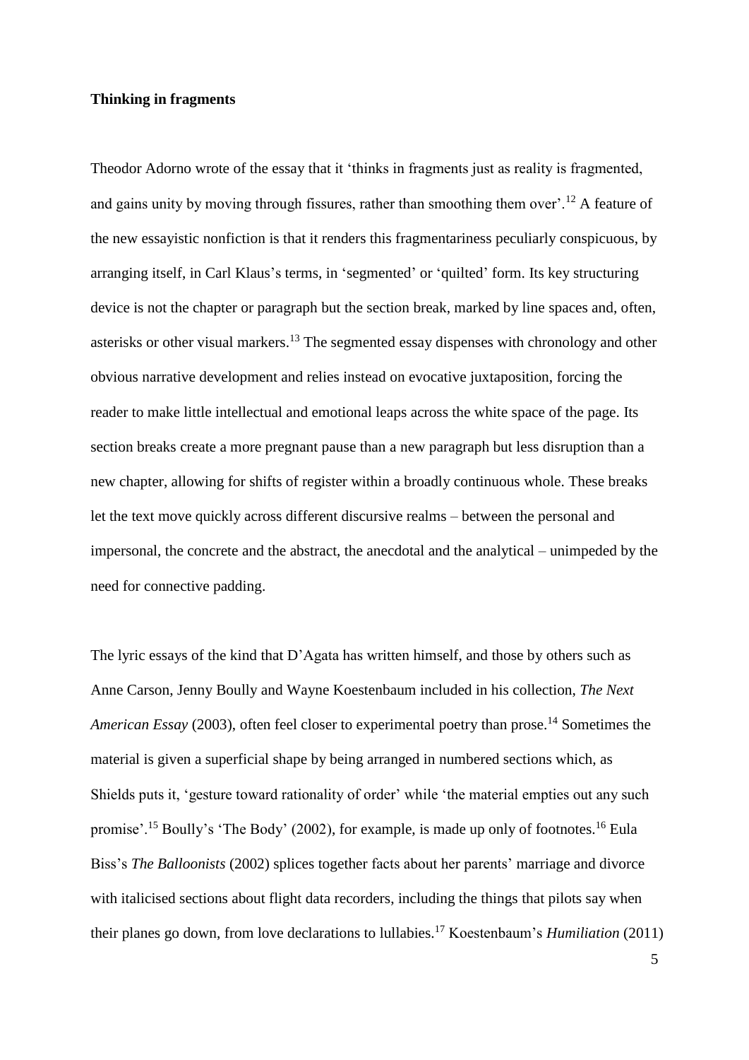**Thinking in fragments**

Theodor Adorno wrote of the essay that it 'thinks in fragments just as reality is fragmented, and gains unity by moving through fissures, rather than smoothing them over'.[12] A feature of the new essayistic nonfiction is that it renders this fragmentariness peculiarly conspicuous, by arranging itself, in Carl Klaus's terms, in 'segmented' or 'quilted' form. Its key structuring device is not the chapter or paragraph but the section break, marked by line spaces and, often, asterisks or other visual markers.[13] The segmented essay dispenses with chronology and other obvious narrative development and relies instead on evocative juxtaposition, forcing the reader to make little intellectual and emotional leaps across the white space of the page. Its section breaks create a more pregnant pause than a new paragraph but less disruption than a new chapter, allowing for shifts of register within a broadly continuous whole. These breaks let the text move quickly across different discursive realms – between the personal and impersonal, the concrete and the abstract, the anecdotal and the analytical – unimpeded by the need for connective padding.

The lyric essays of the kind that D'Agata has written himself, and those by others such as Anne Carson, Jenny Boully and Wayne Koestenbaum included in his collection, *The Next American Essay* (2003), often feel closer to experimental poetry than prose.[14] Sometimes the material is given a superficial shape by being arranged in numbered sections which, as Shields puts it, 'gesture toward rationality of order' while 'the material empties out any such promise'.[15] Boully's 'The Body' (2002), for example, is made up only of footnotes.[16] Eula Biss's *The Balloonists* (2002) splices together facts about her parents' marriage and divorce with italicised sections about flight data recorders, including the things that pilots say when their planes go down, from love declarations to lullabies.[17] Koestenbaum's *Humiliation* (2011)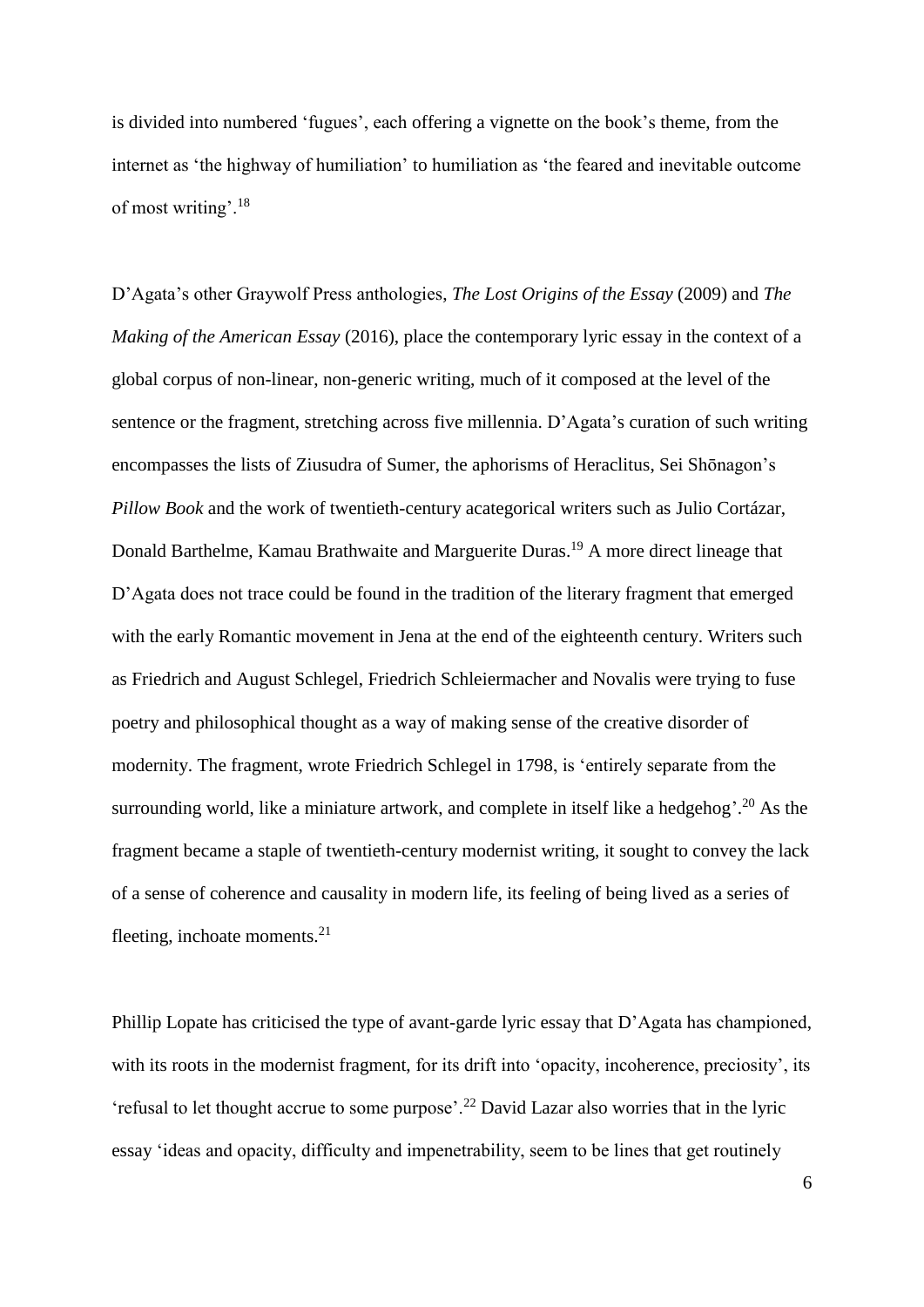is divided into numbered 'fugues', each offering a vignette on the book's theme, from the internet as 'the highway of humiliation' to humiliation as 'the feared and inevitable outcome of most writing'.[18]

D'Agata's other Graywolf Press anthologies, *The Lost Origins of the Essay* (2009) and *The Making of the American Essay* (2016), place the contemporary lyric essay in the context of a global corpus of non-linear, non-generic writing, much of it composed at the level of the sentence or the fragment, stretching across five millennia. D'Agata's curation of such writing encompasses the lists of Ziusudra of Sumer, the aphorisms of Heraclitus, Sei Shōnagon's *Pillow Book* and the work of twentieth-century acategorical writers such as Julio Cortázar, Donald Barthelme, Kamau Brathwaite and Marguerite Duras.[19] A more direct lineage that D'Agata does not trace could be found in the tradition of the literary fragment that emerged with the early Romantic movement in Jena at the end of the eighteenth century. Writers such as Friedrich and August Schlegel, Friedrich Schleiermacher and Novalis were trying to fuse poetry and philosophical thought as a way of making sense of the creative disorder of modernity. The fragment, wrote Friedrich Schlegel in 1798, is 'entirely separate from the surrounding world, like a miniature artwork, and complete in itself like a hedgehog'.[20] As the fragment became a staple of twentieth-century modernist writing, it sought to convey the lack of a sense of coherence and causality in modern life, its feeling of being lived as a series of fleeting, inchoate moments.[21]

Phillip Lopate has criticised the type of avant-garde lyric essay that D'Agata has championed, with its roots in the modernist fragment, for its drift into 'opacity, incoherence, preciosity', its 'refusal to let thought accrue to some purpose'.[22] David Lazar also worries that in the lyric essay 'ideas and opacity, difficulty and impenetrability, seem to be lines that get routinely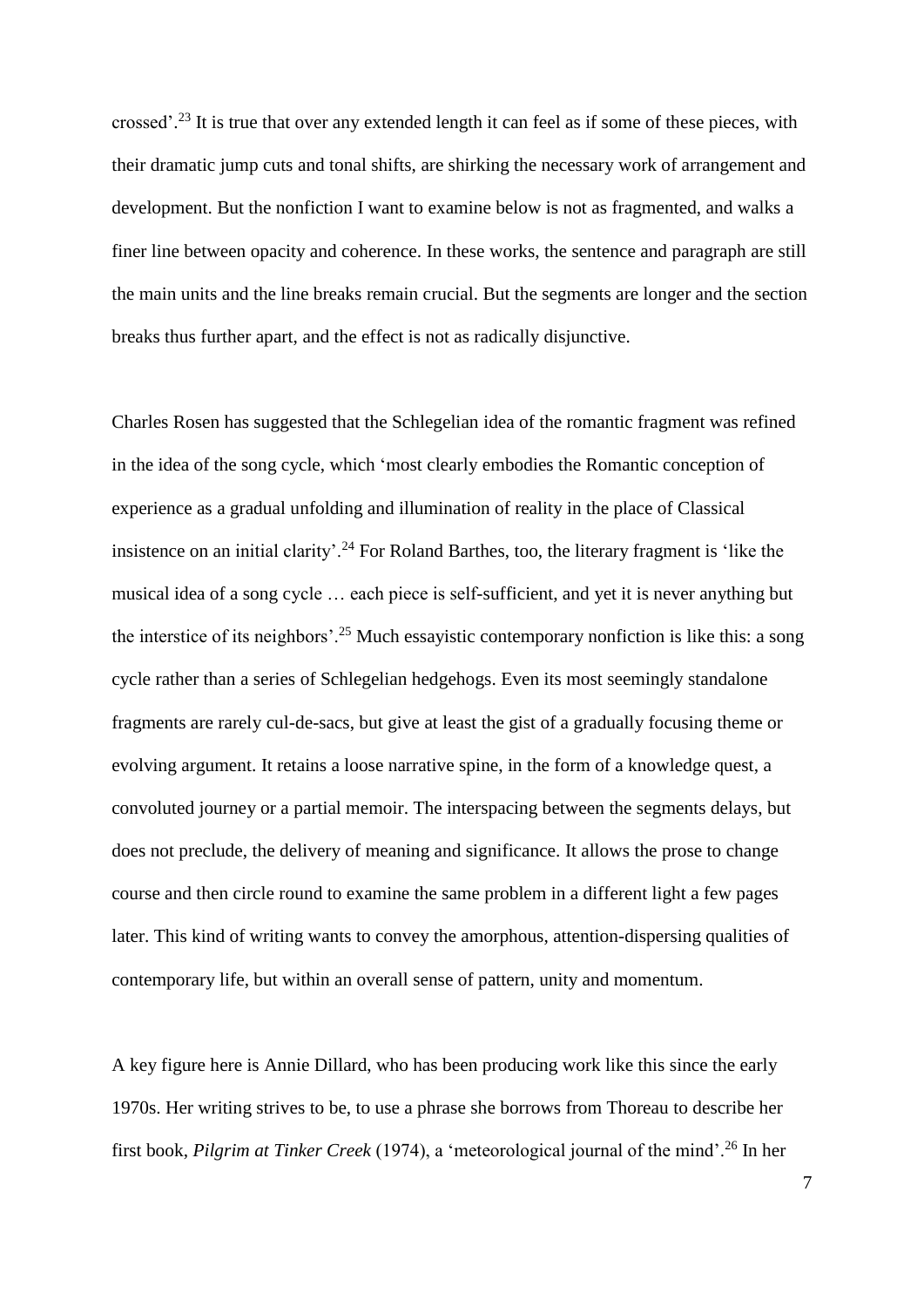crossed'.[23] It is true that over any extended length it can feel as if some of these pieces, with their dramatic jump cuts and tonal shifts, are shirking the necessary work of arrangement and development. But the nonfiction I want to examine below is not as fragmented, and walks a finer line between opacity and coherence. In these works, the sentence and paragraph are still the main units and the line breaks remain crucial. But the segments are longer and the section breaks thus further apart, and the effect is not as radically disjunctive.

Charles Rosen has suggested that the Schlegelian idea of the romantic fragment was refined in the idea of the song cycle, which 'most clearly embodies the Romantic conception of experience as a gradual unfolding and illumination of reality in the place of Classical insistence on an initial clarity'.[24] For Roland Barthes, too, the literary fragment is 'like the musical idea of a song cycle … each piece is self-sufficient, and yet it is never anything but the interstice of its neighbors'.[25] Much essayistic contemporary nonfiction is like this: a song cycle rather than a series of Schlegelian hedgehogs. Even its most seemingly standalone fragments are rarely cul-de-sacs, but give at least the gist of a gradually focusing theme or evolving argument. It retains a loose narrative spine, in the form of a knowledge quest, a convoluted journey or a partial memoir. The interspacing between the segments delays, but does not preclude, the delivery of meaning and significance. It allows the prose to change course and then circle round to examine the same problem in a different light a few pages later. This kind of writing wants to convey the amorphous, attention-dispersing qualities of contemporary life, but within an overall sense of pattern, unity and momentum.

A key figure here is Annie Dillard, who has been producing work like this since the early 1970s. Her writing strives to be, to use a phrase she borrows from Thoreau to describe her first book, *Pilgrim at Tinker Creek* (1974), a 'meteorological journal of the mind'.[26] In her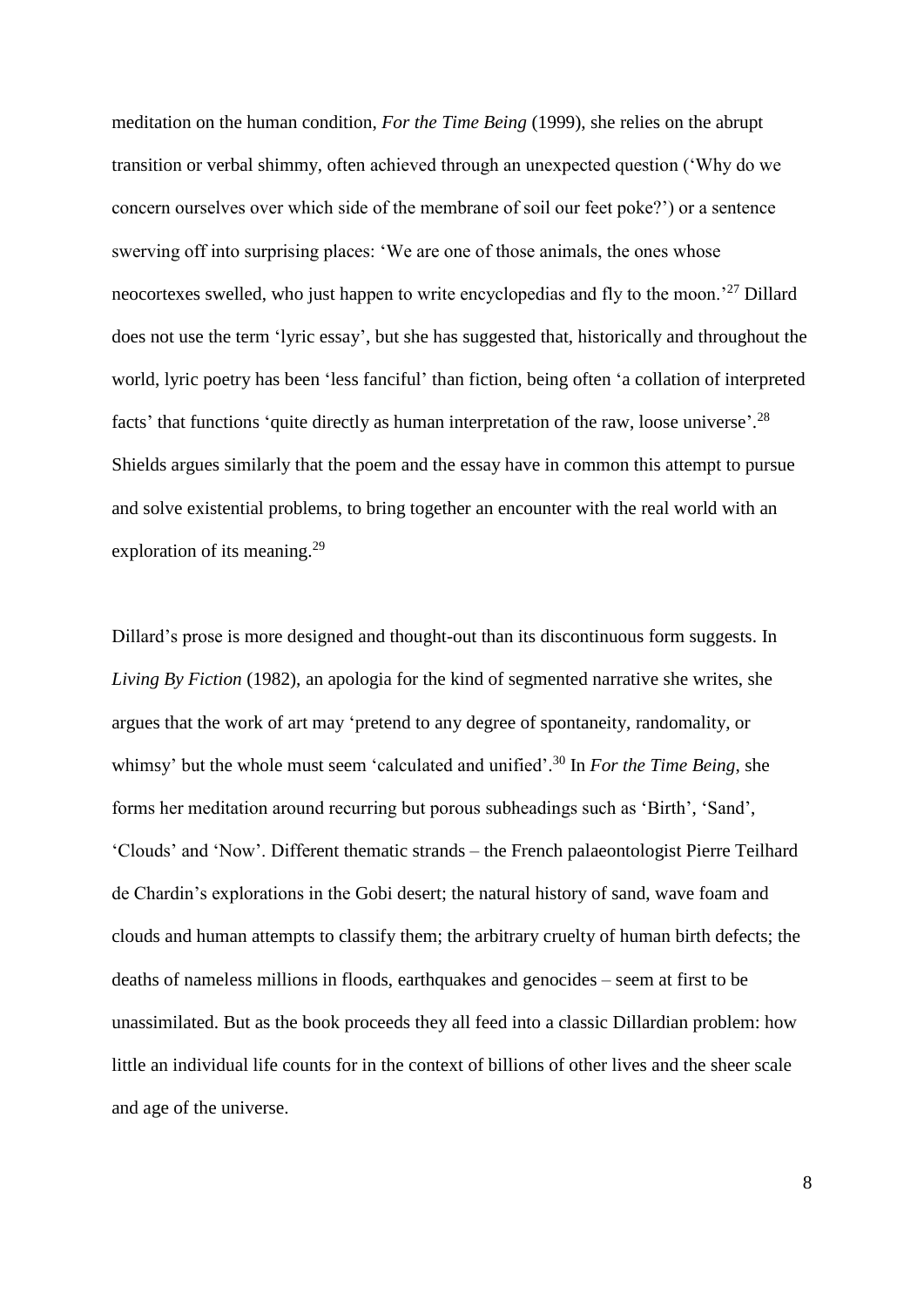meditation on the human condition, *For the Time Being* (1999), she relies on the abrupt transition or verbal shimmy, often achieved through an unexpected question ('Why do we concern ourselves over which side of the membrane of soil our feet poke?') or a sentence swerving off into surprising places: 'We are one of those animals, the ones whose neocortexes swelled, who just happen to write encyclopedias and fly to the moon.'[27] Dillard does not use the term 'lyric essay', but she has suggested that, historically and throughout the world, lyric poetry has been 'less fanciful' than fiction, being often 'a collation of interpreted facts' that functions 'quite directly as human interpretation of the raw, loose universe'.[28] Shields argues similarly that the poem and the essay have in common this attempt to pursue and solve existential problems, to bring together an encounter with the real world with an exploration of its meaning.[29]

Dillard's prose is more designed and thought-out than its discontinuous form suggests. In *Living By Fiction* (1982), an apologia for the kind of segmented narrative she writes, she argues that the work of art may 'pretend to any degree of spontaneity, randomality, or whimsy' but the whole must seem 'calculated and unified'.[30] In *For the Time Being*, she forms her meditation around recurring but porous subheadings such as 'Birth', 'Sand', 'Clouds' and 'Now'. Different thematic strands – the French palaeontologist Pierre Teilhard de Chardin's explorations in the Gobi desert; the natural history of sand, wave foam and clouds and human attempts to classify them; the arbitrary cruelty of human birth defects; the deaths of nameless millions in floods, earthquakes and genocides – seem at first to be unassimilated. But as the book proceeds they all feed into a classic Dillardian problem: how little an individual life counts for in the context of billions of other lives and the sheer scale and age of the universe.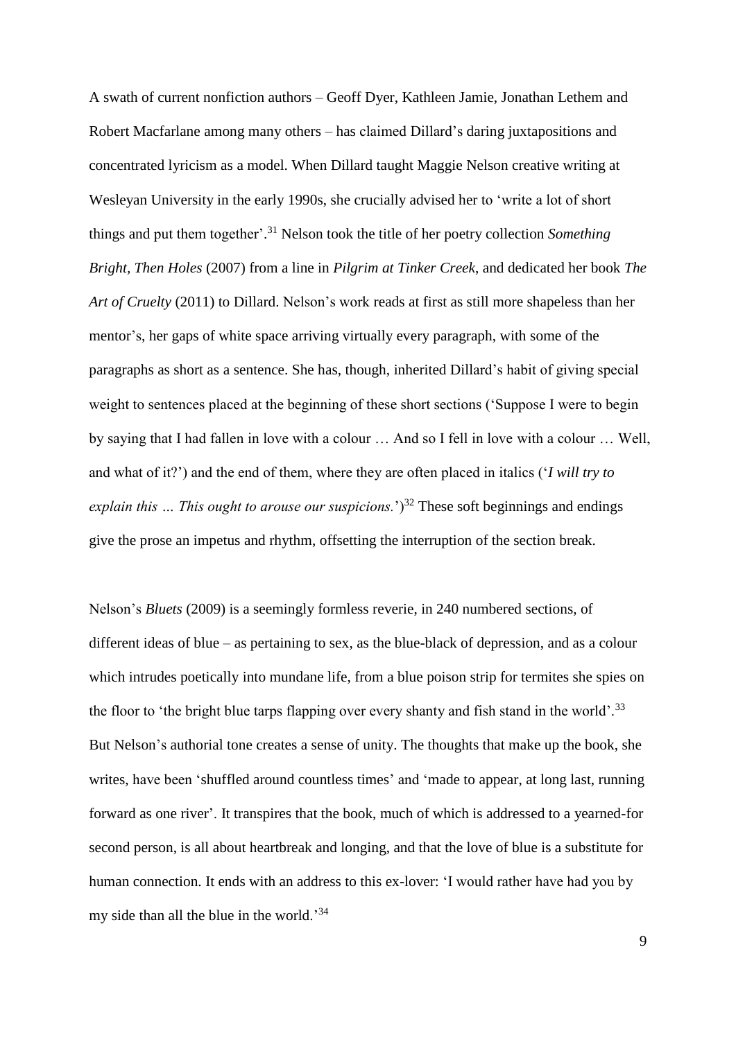A swath of current nonfiction authors – Geoff Dyer, Kathleen Jamie, Jonathan Lethem and Robert Macfarlane among many others – has claimed Dillard's daring juxtapositions and concentrated lyricism as a model. When Dillard taught Maggie Nelson creative writing at Wesleyan University in the early 1990s, she crucially advised her to 'write a lot of short things and put them together'.[31] Nelson took the title of her poetry collection *Something Bright, Then Holes* (2007) from a line in *Pilgrim at Tinker Creek*, and dedicated her book *The Art of Cruelty* (2011) to Dillard. Nelson's work reads at first as still more shapeless than her mentor's, her gaps of white space arriving virtually every paragraph, with some of the paragraphs as short as a sentence. She has, though, inherited Dillard's habit of giving special weight to sentences placed at the beginning of these short sections ('Suppose I were to begin by saying that I had fallen in love with a colour … And so I fell in love with a colour … Well, and what of it?') and the end of them, where they are often placed in italics ('*I will try to explain this … This ought to arouse our suspicions.*')[32] These soft beginnings and endings give the prose an impetus and rhythm, offsetting the interruption of the section break.

Nelson's *Bluets* (2009) is a seemingly formless reverie, in 240 numbered sections, of different ideas of blue – as pertaining to sex, as the blue-black of depression, and as a colour which intrudes poetically into mundane life, from a blue poison strip for termites she spies on the floor to 'the bright blue tarps flapping over every shanty and fish stand in the world'.[33] But Nelson's authorial tone creates a sense of unity. The thoughts that make up the book, she writes, have been 'shuffled around countless times' and 'made to appear, at long last, running forward as one river'. It transpires that the book, much of which is addressed to a yearned-for second person, is all about heartbreak and longing, and that the love of blue is a substitute for human connection. It ends with an address to this ex-lover: 'I would rather have had you by my side than all the blue in the world.'[34]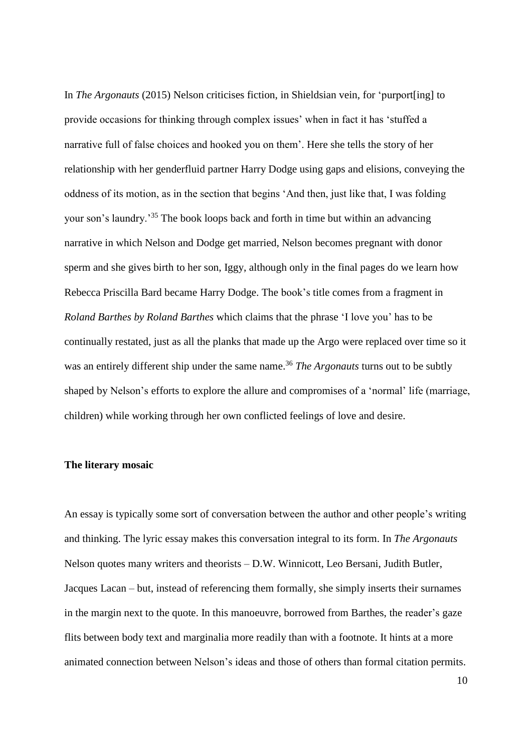In *The Argonauts* (2015) Nelson criticises fiction, in Shieldsian vein, for 'purport[ing] to provide occasions for thinking through complex issues' when in fact it has 'stuffed a narrative full of false choices and hooked you on them'. Here she tells the story of her relationship with her genderfluid partner Harry Dodge using gaps and elisions, conveying the oddness of its motion, as in the section that begins 'And then, just like that, I was folding your son's laundry.'[35] The book loops back and forth in time but within an advancing narrative in which Nelson and Dodge get married, Nelson becomes pregnant with donor sperm and she gives birth to her son, Iggy, although only in the final pages do we learn how Rebecca Priscilla Bard became Harry Dodge. The book's title comes from a fragment in *Roland Barthes by Roland Barthes* which claims that the phrase 'I love you' has to be continually restated, just as all the planks that made up the Argo were replaced over time so it was an entirely different ship under the same name.[36] *The Argonauts* turns out to be subtly shaped by Nelson's efforts to explore the allure and compromises of a 'normal' life (marriage, children) while working through her own conflicted feelings of love and desire.

### The literary mosaic

An essay is typically some sort of conversation between the author and other people's writing and thinking. The lyric essay makes this conversation integral to its form. In *The Argonauts* Nelson quotes many writers and theorists – D.W. Winnicott, Leo Bersani, Judith Butler, Jacques Lacan – but, instead of referencing them formally, she simply inserts their surnames in the margin next to the quote. In this manoeuvre, borrowed from Barthes, the reader's gaze flits between body text and marginalia more readily than with a footnote. It hints at a more animated connection between Nelson's ideas and those of others than formal citation permits.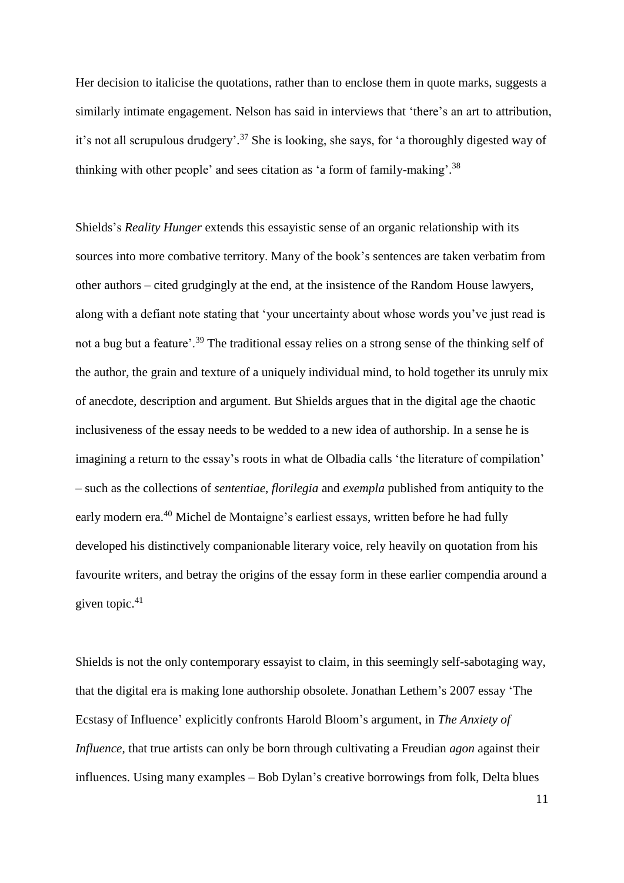Her decision to italicise the quotations, rather than to enclose them in quote marks, suggests a similarly intimate engagement. Nelson has said in interviews that 'there's an art to attribution, it's not all scrupulous drudgery'.[37] She is looking, she says, for 'a thoroughly digested way of thinking with other people' and sees citation as 'a form of family-making'.[38]

Shields's *Reality Hunger* extends this essayistic sense of an organic relationship with its sources into more combative territory. Many of the book's sentences are taken verbatim from other authors – cited grudgingly at the end, at the insistence of the Random House lawyers, along with a defiant note stating that 'your uncertainty about whose words you've just read is not a bug but a feature'.[39] The traditional essay relies on a strong sense of the thinking self of the author, the grain and texture of a uniquely individual mind, to hold together its unruly mix of anecdote, description and argument. But Shields argues that in the digital age the chaotic inclusiveness of the essay needs to be wedded to a new idea of authorship. In a sense he is imagining a return to the essay's roots in what de Olbadia calls 'the literature of compilation' – such as the collections of *sententiae*, *florilegia* and *exempla* published from antiquity to the early modern era.[40] Michel de Montaigne's earliest essays, written before he had fully developed his distinctively companionable literary voice, rely heavily on quotation from his favourite writers, and betray the origins of the essay form in these earlier compendia around a given topic.[41]

Shields is not the only contemporary essayist to claim, in this seemingly self-sabotaging way, that the digital era is making lone authorship obsolete. Jonathan Lethem's 2007 essay 'The Ecstasy of Influence' explicitly confronts Harold Bloom's argument, in *The Anxiety of Influence*, that true artists can only be born through cultivating a Freudian *agon* against their influences. Using many examples – Bob Dylan's creative borrowings from folk, Delta blues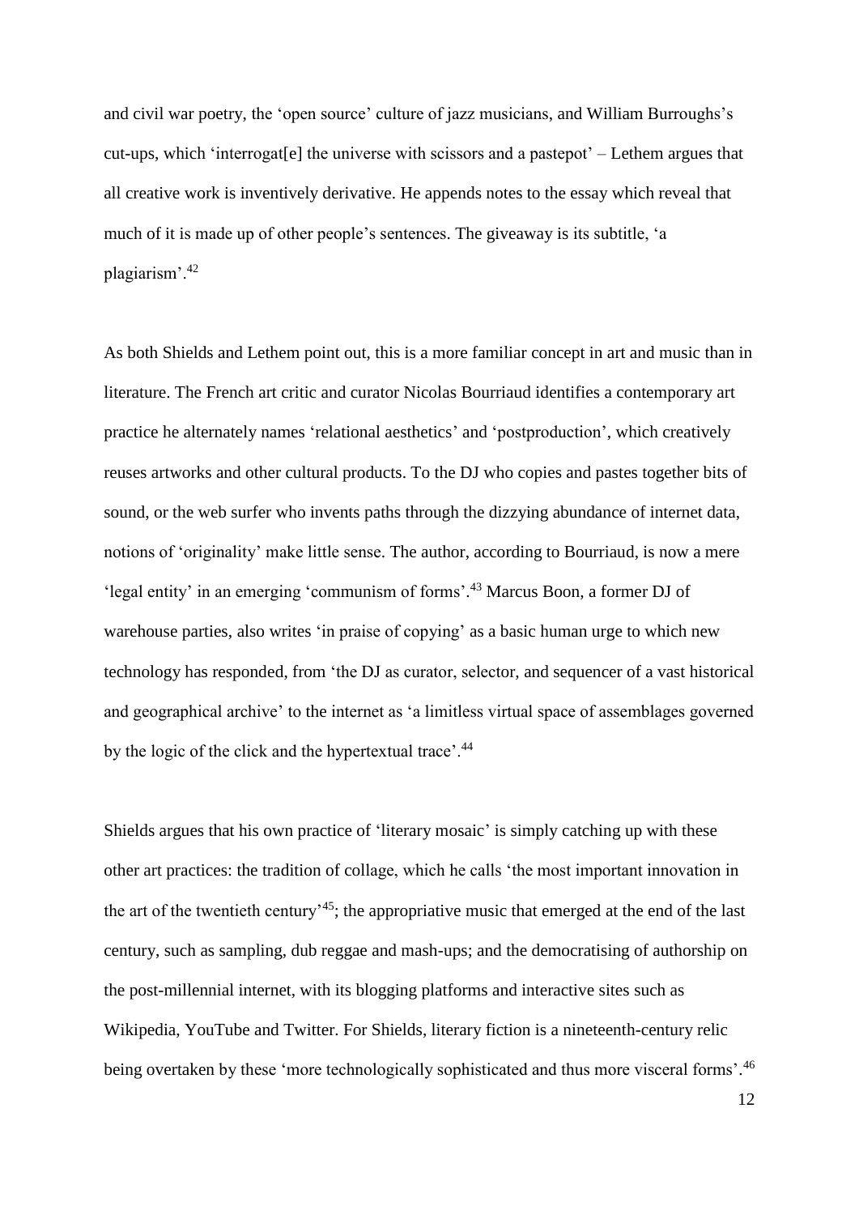and civil war poetry, the 'open source' culture of jazz musicians, and William Burroughs's cut-ups, which 'interrogat[e] the universe with scissors and a pastepot' – Lethem argues that all creative work is inventively derivative. He appends notes to the essay which reveal that much of it is made up of other people's sentences. The giveaway is its subtitle, 'a plagiarism'.[42]

As both Shields and Lethem point out, this is a more familiar concept in art and music than in literature. The French art critic and curator Nicolas Bourriaud identifies a contemporary art practice he alternately names 'relational aesthetics' and 'postproduction', which creatively reuses artworks and other cultural products. To the DJ who copies and pastes together bits of sound, or the web surfer who invents paths through the dizzying abundance of internet data, notions of 'originality' make little sense. The author, according to Bourriaud, is now a mere 'legal entity' in an emerging 'communism of forms'.[43] Marcus Boon, a former DJ of warehouse parties, also writes 'in praise of copying' as a basic human urge to which new technology has responded, from 'the DJ as curator, selector, and sequencer of a vast historical and geographical archive' to the internet as 'a limitless virtual space of assemblages governed by the logic of the click and the hypertextual trace'.[44]

Shields argues that his own practice of 'literary mosaic' is simply catching up with these other art practices: the tradition of collage, which he calls 'the most important innovation in the art of the twentieth century'[45]; the appropriative music that emerged at the end of the last century, such as sampling, dub reggae and mash-ups; and the democratising of authorship on the post-millennial internet, with its blogging platforms and interactive sites such as Wikipedia, YouTube and Twitter. For Shields, literary fiction is a nineteenth-century relic being overtaken by these 'more technologically sophisticated and thus more visceral forms'.[46]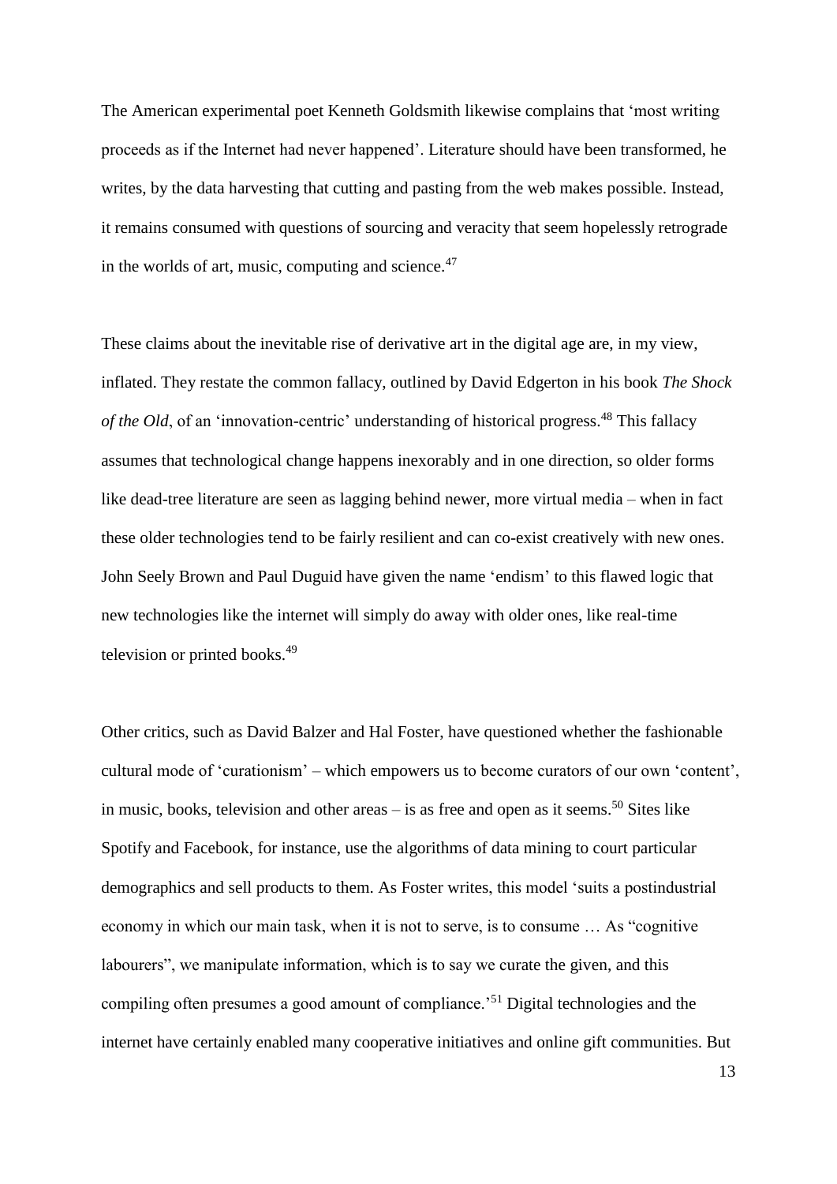The American experimental poet Kenneth Goldsmith likewise complains that 'most writing proceeds as if the Internet had never happened'. Literature should have been transformed, he writes, by the data harvesting that cutting and pasting from the web makes possible. Instead, it remains consumed with questions of sourcing and veracity that seem hopelessly retrograde in the worlds of art, music, computing and science.[47]

These claims about the inevitable rise of derivative art in the digital age are, in my view, inflated. They restate the common fallacy, outlined by David Edgerton in his book *The Shock of the Old*, of an 'innovation-centric' understanding of historical progress.[48] This fallacy assumes that technological change happens inexorably and in one direction, so older forms like dead-tree literature are seen as lagging behind newer, more virtual media – when in fact these older technologies tend to be fairly resilient and can co-exist creatively with new ones. John Seely Brown and Paul Duguid have given the name 'endism' to this flawed logic that new technologies like the internet will simply do away with older ones, like real-time television or printed books.[49]

Other critics, such as David Balzer and Hal Foster, have questioned whether the fashionable cultural mode of 'curationism' – which empowers us to become curators of our own 'content', in music, books, television and other areas – is as free and open as it seems.[50] Sites like Spotify and Facebook, for instance, use the algorithms of data mining to court particular demographics and sell products to them. As Foster writes, this model 'suits a postindustrial economy in which our main task, when it is not to serve, is to consume … As "cognitive labourers", we manipulate information, which is to say we curate the given, and this compiling often presumes a good amount of compliance.'[51] Digital technologies and the internet have certainly enabled many cooperative initiatives and online gift communities. But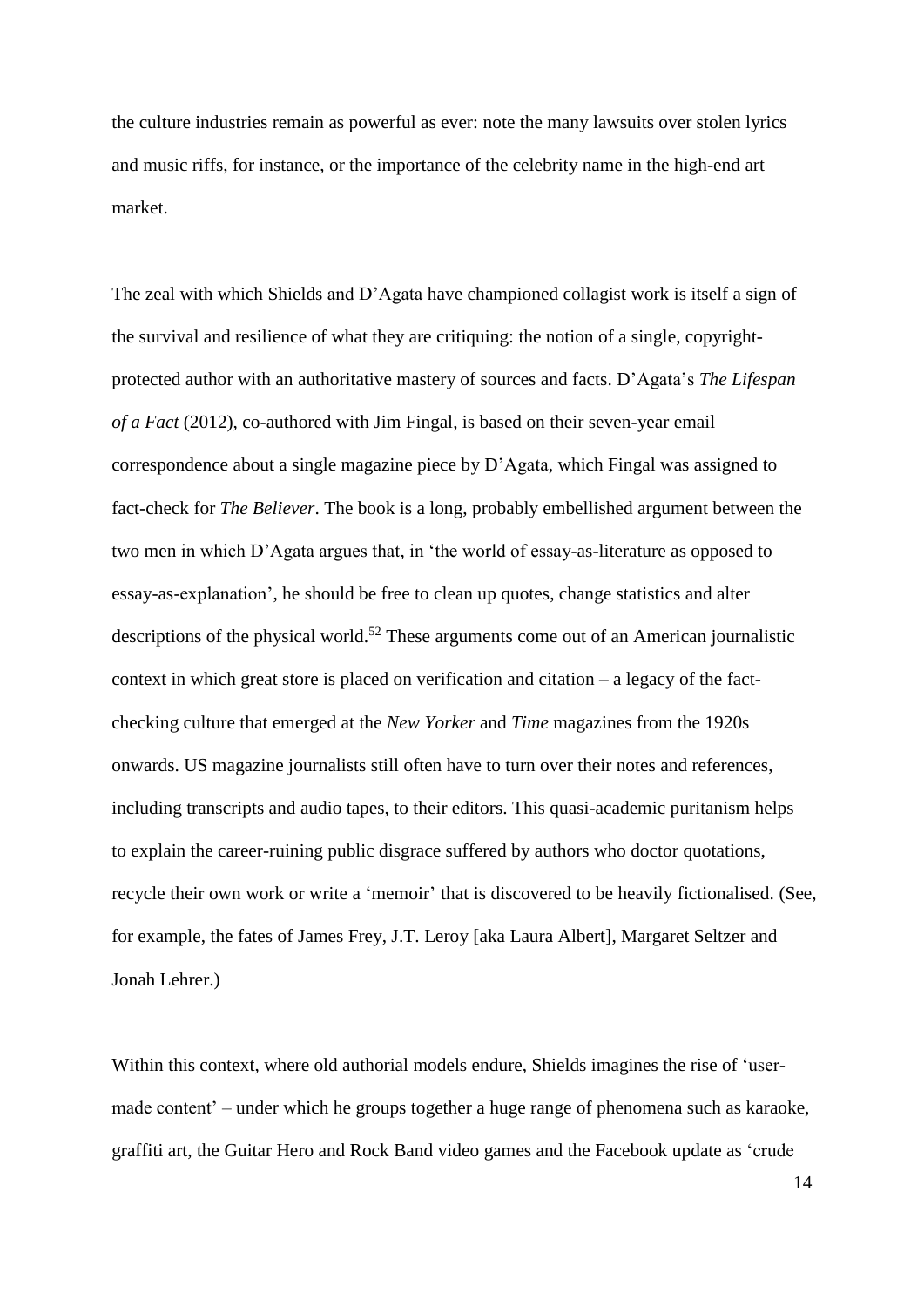the culture industries remain as powerful as ever: note the many lawsuits over stolen lyrics and music riffs, for instance, or the importance of the celebrity name in the high-end art market.

The zeal with which Shields and D'Agata have championed collagist work is itself a sign of the survival and resilience of what they are critiquing: the notion of a single, copyright-protected author with an authoritative mastery of sources and facts. D'Agata's *The Lifespan of a Fact* (2012), co-authored with Jim Fingal, is based on their seven-year email correspondence about a single magazine piece by D'Agata, which Fingal was assigned to fact-check for *The Believer*. The book is a long, probably embellished argument between the two men in which D'Agata argues that, in 'the world of essay-as-literature as opposed to essay-as-explanation', he should be free to clean up quotes, change statistics and alter descriptions of the physical world.[52] These arguments come out of an American journalistic context in which great store is placed on verification and citation – a legacy of the fact-checking culture that emerged at the *New Yorker* and *Time* magazines from the 1920s onwards. US magazine journalists still often have to turn over their notes and references, including transcripts and audio tapes, to their editors. This quasi-academic puritanism helps to explain the career-ruining public disgrace suffered by authors who doctor quotations, recycle their own work or write a 'memoir' that is discovered to be heavily fictionalised. (See, for example, the fates of James Frey, J.T. Leroy [aka Laura Albert], Margaret Seltzer and Jonah Lehrer.)

Within this context, where old authorial models endure, Shields imagines the rise of 'user-made content' – under which he groups together a huge range of phenomena such as karaoke, graffiti art, the Guitar Hero and Rock Band video games and the Facebook update as 'crude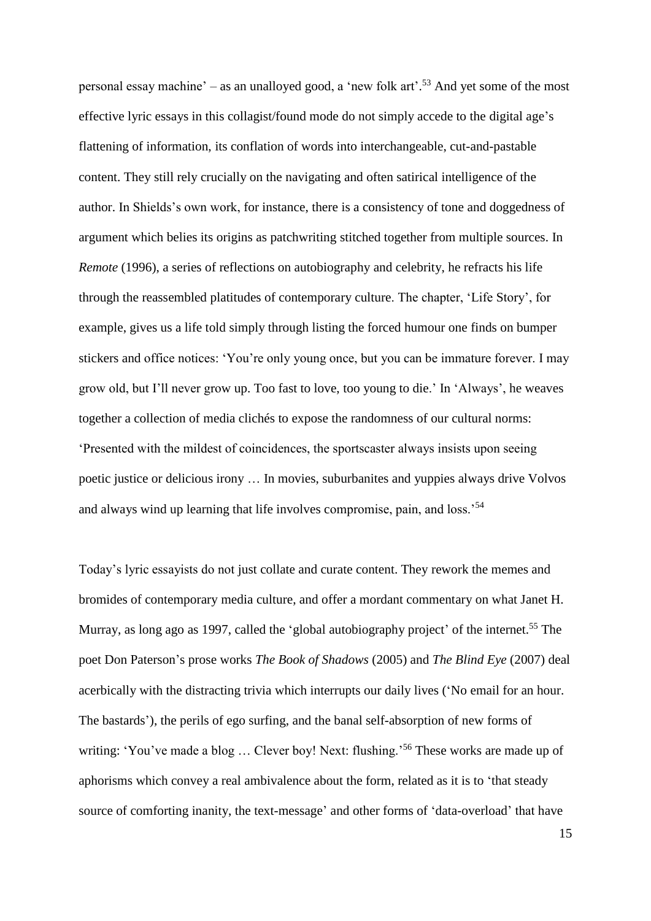personal essay machine' – as an unalloyed good, a 'new folk art'.[53] And yet some of the most effective lyric essays in this collagist/found mode do not simply accede to the digital age's flattening of information, its conflation of words into interchangeable, cut-and-pastable content. They still rely crucially on the navigating and often satirical intelligence of the author. In Shields's own work, for instance, there is a consistency of tone and doggedness of argument which belies its origins as patchwriting stitched together from multiple sources. In *Remote* (1996), a series of reflections on autobiography and celebrity, he refracts his life through the reassembled platitudes of contemporary culture. The chapter, 'Life Story', for example, gives us a life told simply through listing the forced humour one finds on bumper stickers and office notices: 'You're only young once, but you can be immature forever. I may grow old, but I'll never grow up. Too fast to love, too young to die.' In 'Always', he weaves together a collection of media clichés to expose the randomness of our cultural norms: 'Presented with the mildest of coincidences, the sportscaster always insists upon seeing poetic justice or delicious irony … In movies, suburbanites and yuppies always drive Volvos and always wind up learning that life involves compromise, pain, and loss.'[54]

Today's lyric essayists do not just collate and curate content. They rework the memes and bromides of contemporary media culture, and offer a mordant commentary on what Janet H. Murray, as long ago as 1997, called the 'global autobiography project' of the internet.[55] The poet Don Paterson's prose works *The Book of Shadows* (2005) and *The Blind Eye* (2007) deal acerbically with the distracting trivia which interrupts our daily lives ('No email for an hour. The bastards'), the perils of ego surfing, and the banal self-absorption of new forms of writing: 'You've made a blog … Clever boy! Next: flushing.'[56] These works are made up of aphorisms which convey a real ambivalence about the form, related as it is to 'that steady source of comforting inanity, the text-message' and other forms of 'data-overload' that have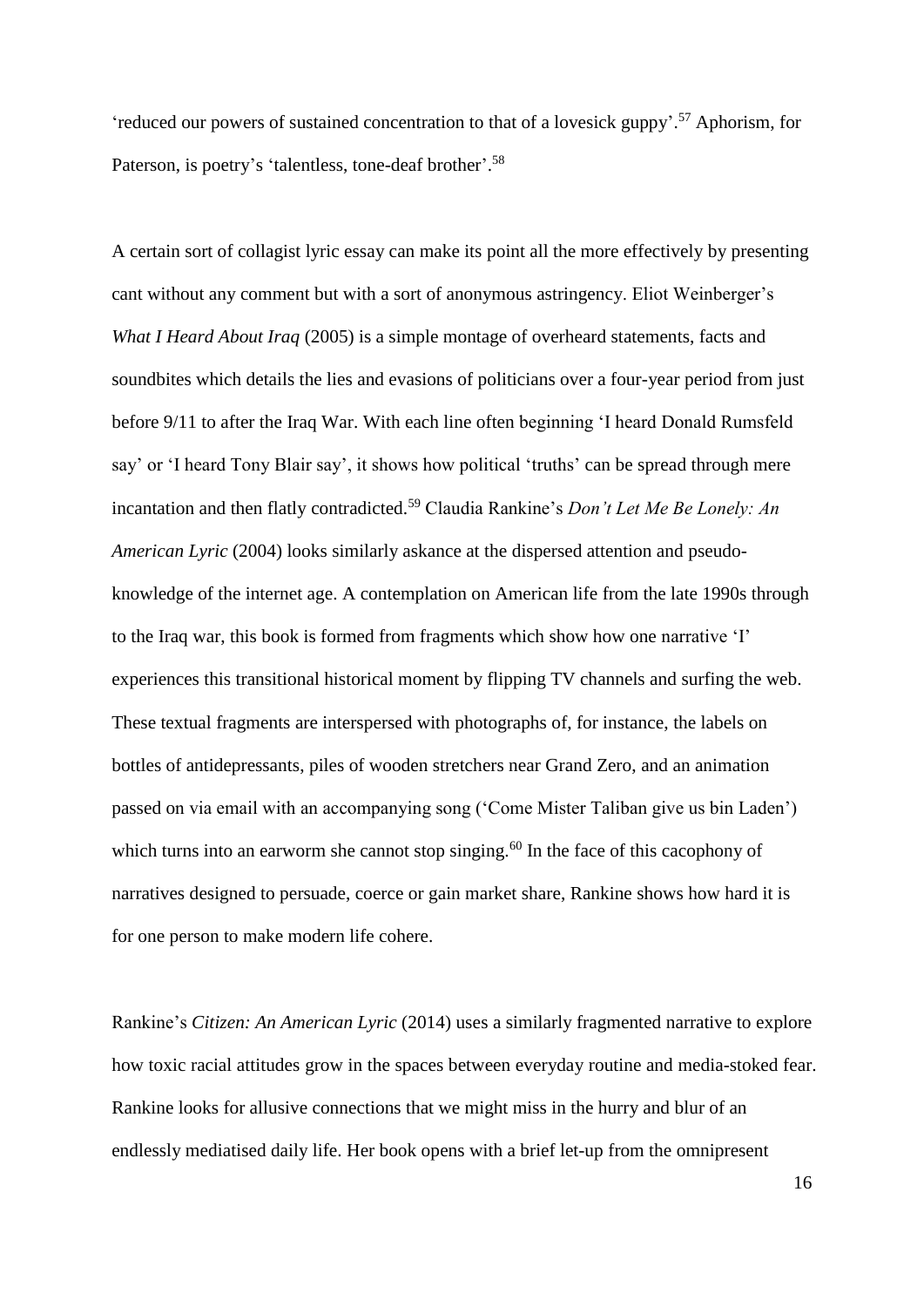'reduced our powers of sustained concentration to that of a lovesick guppy'.[57] Aphorism, for Paterson, is poetry's 'talentless, tone-deaf brother'.[58]

A certain sort of collagist lyric essay can make its point all the more effectively by presenting cant without any comment but with a sort of anonymous astringency. Eliot Weinberger's *What I Heard About Iraq* (2005) is a simple montage of overheard statements, facts and soundbites which details the lies and evasions of politicians over a four-year period from just before 9/11 to after the Iraq War. With each line often beginning 'I heard Donald Rumsfeld say' or 'I heard Tony Blair say', it shows how political 'truths' can be spread through mere incantation and then flatly contradicted.[59] Claudia Rankine's *Don't Let Me Be Lonely: An American Lyric* (2004) looks similarly askance at the dispersed attention and pseudo-knowledge of the internet age. A contemplation on American life from the late 1990s through to the Iraq war, this book is formed from fragments which show how one narrative 'I' experiences this transitional historical moment by flipping TV channels and surfing the web. These textual fragments are interspersed with photographs of, for instance, the labels on bottles of antidepressants, piles of wooden stretchers near Grand Zero, and an animation passed on via email with an accompanying song ('Come Mister Taliban give us bin Laden') which turns into an earworm she cannot stop singing.[60] In the face of this cacophony of narratives designed to persuade, coerce or gain market share, Rankine shows how hard it is for one person to make modern life cohere.

Rankine's *Citizen: An American Lyric* (2014) uses a similarly fragmented narrative to explore how toxic racial attitudes grow in the spaces between everyday routine and media-stoked fear. Rankine looks for allusive connections that we might miss in the hurry and blur of an endlessly mediatised daily life. Her book opens with a brief let-up from the omnipresent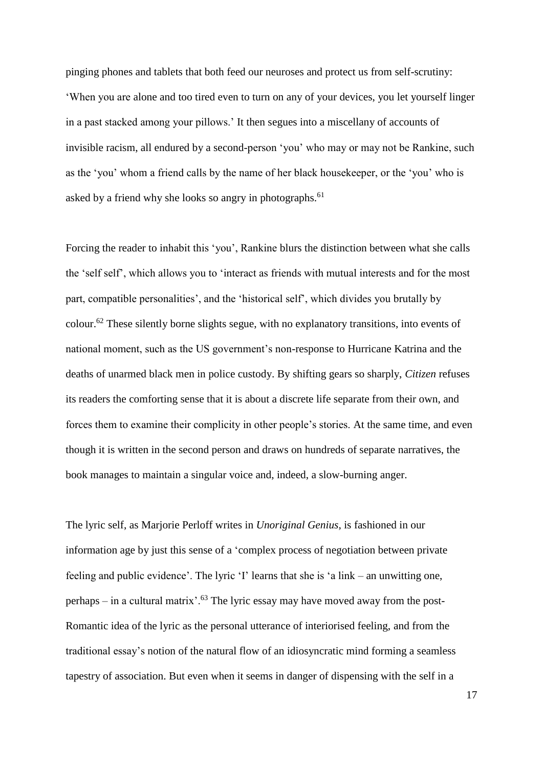pinging phones and tablets that both feed our neuroses and protect us from self-scrutiny: 'When you are alone and too tired even to turn on any of your devices, you let yourself linger in a past stacked among your pillows.' It then segues into a miscellany of accounts of invisible racism, all endured by a second-person 'you' who may or may not be Rankine, such as the 'you' whom a friend calls by the name of her black housekeeper, or the 'you' who is asked by a friend why she looks so angry in photographs.[61]

Forcing the reader to inhabit this 'you', Rankine blurs the distinction between what she calls the 'self self', which allows you to 'interact as friends with mutual interests and for the most part, compatible personalities', and the 'historical self', which divides you brutally by colour.[62] These silently borne slights segue, with no explanatory transitions, into events of national moment, such as the US government's non-response to Hurricane Katrina and the deaths of unarmed black men in police custody. By shifting gears so sharply, *Citizen* refuses its readers the comforting sense that it is about a discrete life separate from their own, and forces them to examine their complicity in other people's stories. At the same time, and even though it is written in the second person and draws on hundreds of separate narratives, the book manages to maintain a singular voice and, indeed, a slow-burning anger.

The lyric self, as Marjorie Perloff writes in *Unoriginal Genius*, is fashioned in our information age by just this sense of a 'complex process of negotiation between private feeling and public evidence'. The lyric 'I' learns that she is 'a link – an unwitting one, perhaps – in a cultural matrix'.[63] The lyric essay may have moved away from the post-Romantic idea of the lyric as the personal utterance of interiorised feeling, and from the traditional essay's notion of the natural flow of an idiosyncratic mind forming a seamless tapestry of association. But even when it seems in danger of dispensing with the self in a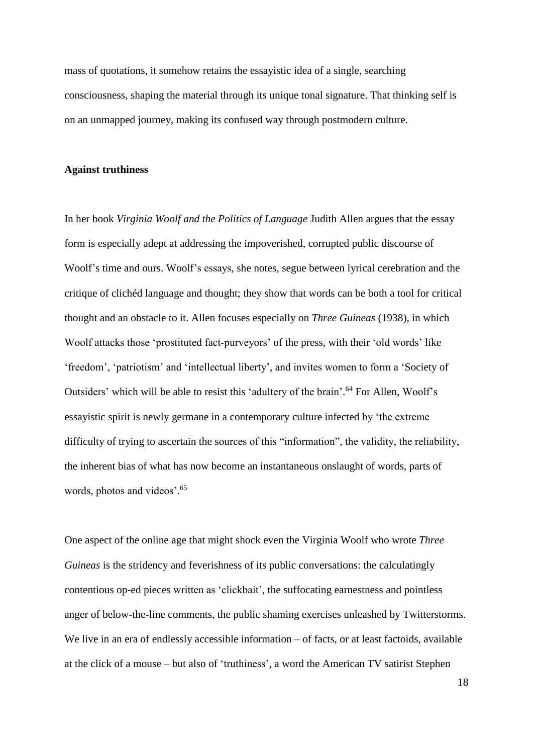mass of quotations, it somehow retains the essayistic idea of a single, searching consciousness, shaping the material through its unique tonal signature. That thinking self is on an unmapped journey, making its confused way through postmodern culture.

## Against truthiness

In her book *Virginia Woolf and the Politics of Language* Judith Allen argues that the essay form is especially adept at addressing the impoverished, corrupted public discourse of Woolf's time and ours. Woolf's essays, she notes, segue between lyrical cerebration and the critique of clichéd language and thought; they show that words can be both a tool for critical thought and an obstacle to it. Allen focuses especially on *Three Guineas* (1938), in which Woolf attacks those 'prostituted fact-purveyors' of the press, with their 'old words' like 'freedom', 'patriotism' and 'intellectual liberty', and invites women to form a 'Society of Outsiders' which will be able to resist this 'adultery of the brain'.[64] For Allen, Woolf's essayistic spirit is newly germane in a contemporary culture infected by 'the extreme difficulty of trying to ascertain the sources of this "information", the validity, the reliability, the inherent bias of what has now become an instantaneous onslaught of words, parts of words, photos and videos'.[65]

One aspect of the online age that might shock even the Virginia Woolf who wrote *Three Guineas* is the stridency and feverishness of its public conversations: the calculatingly contentious op-ed pieces written as 'clickbait', the suffocating earnestness and pointless anger of below-the-line comments, the public shaming exercises unleashed by Twitterstorms. We live in an era of endlessly accessible information – of facts, or at least factoids, available at the click of a mouse – but also of 'truthiness', a word the American TV satirist Stephen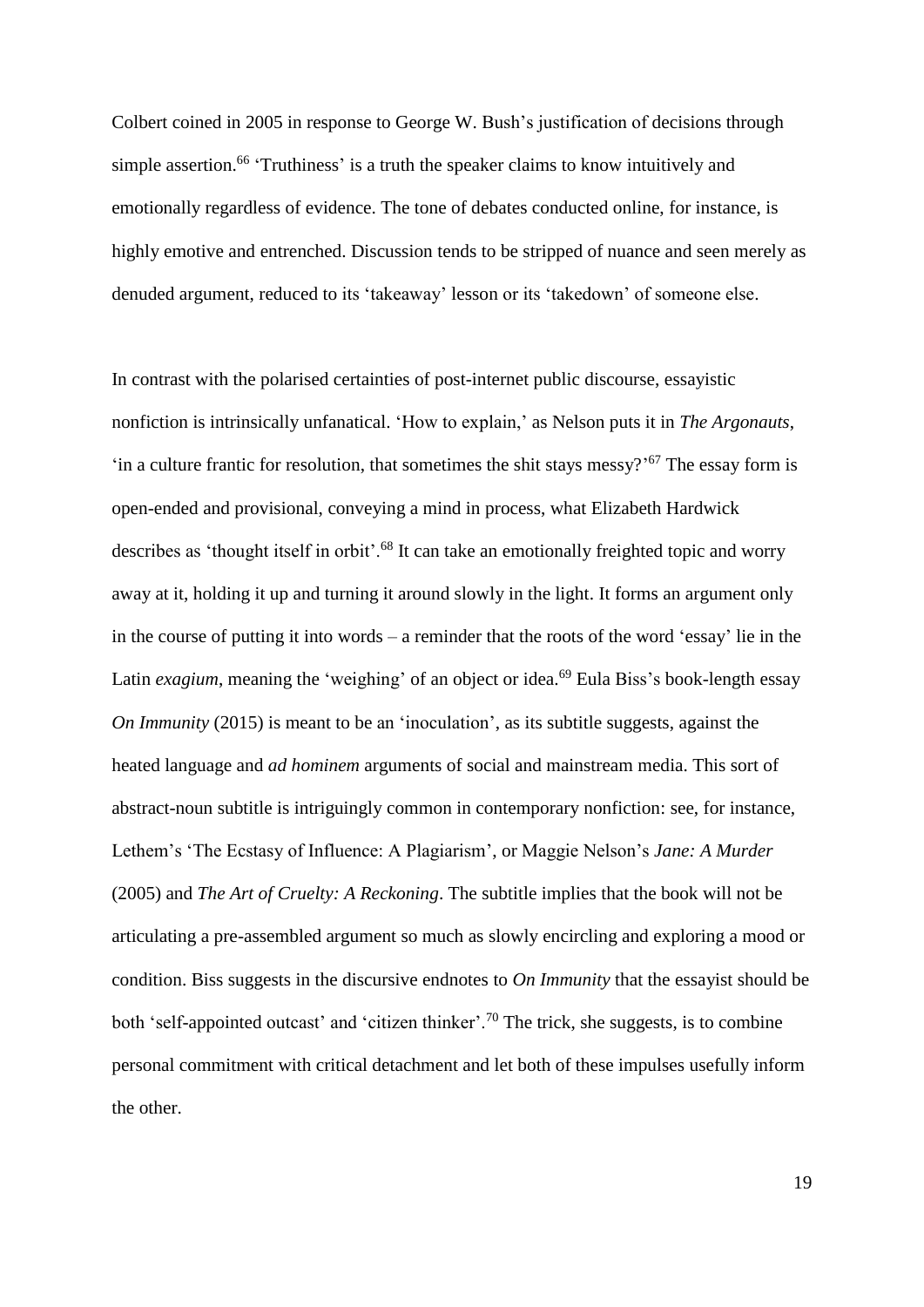Colbert coined in 2005 in response to George W. Bush's justification of decisions through simple assertion.[66] 'Truthiness' is a truth the speaker claims to know intuitively and emotionally regardless of evidence. The tone of debates conducted online, for instance, is highly emotive and entrenched. Discussion tends to be stripped of nuance and seen merely as denuded argument, reduced to its 'takeaway' lesson or its 'takedown' of someone else.

In contrast with the polarised certainties of post-internet public discourse, essayistic nonfiction is intrinsically unfanatical. 'How to explain,' as Nelson puts it in *The Argonauts*, 'in a culture frantic for resolution, that sometimes the shit stays messy?'[67] The essay form is open-ended and provisional, conveying a mind in process, what Elizabeth Hardwick describes as 'thought itself in orbit'.[68] It can take an emotionally freighted topic and worry away at it, holding it up and turning it around slowly in the light. It forms an argument only in the course of putting it into words – a reminder that the roots of the word 'essay' lie in the Latin *exagium*, meaning the 'weighing' of an object or idea.[69] Eula Biss's book-length essay *On Immunity* (2015) is meant to be an 'inoculation', as its subtitle suggests, against the heated language and *ad hominem* arguments of social and mainstream media. This sort of abstract-noun subtitle is intriguingly common in contemporary nonfiction: see, for instance, Lethem's 'The Ecstasy of Influence: A Plagiarism', or Maggie Nelson's *Jane: A Murder* (2005) and *The Art of Cruelty: A Reckoning*. The subtitle implies that the book will not be articulating a pre-assembled argument so much as slowly encircling and exploring a mood or condition. Biss suggests in the discursive endnotes to *On Immunity* that the essayist should be both 'self-appointed outcast' and 'citizen thinker'.[70] The trick, she suggests, is to combine personal commitment with critical detachment and let both of these impulses usefully inform the other.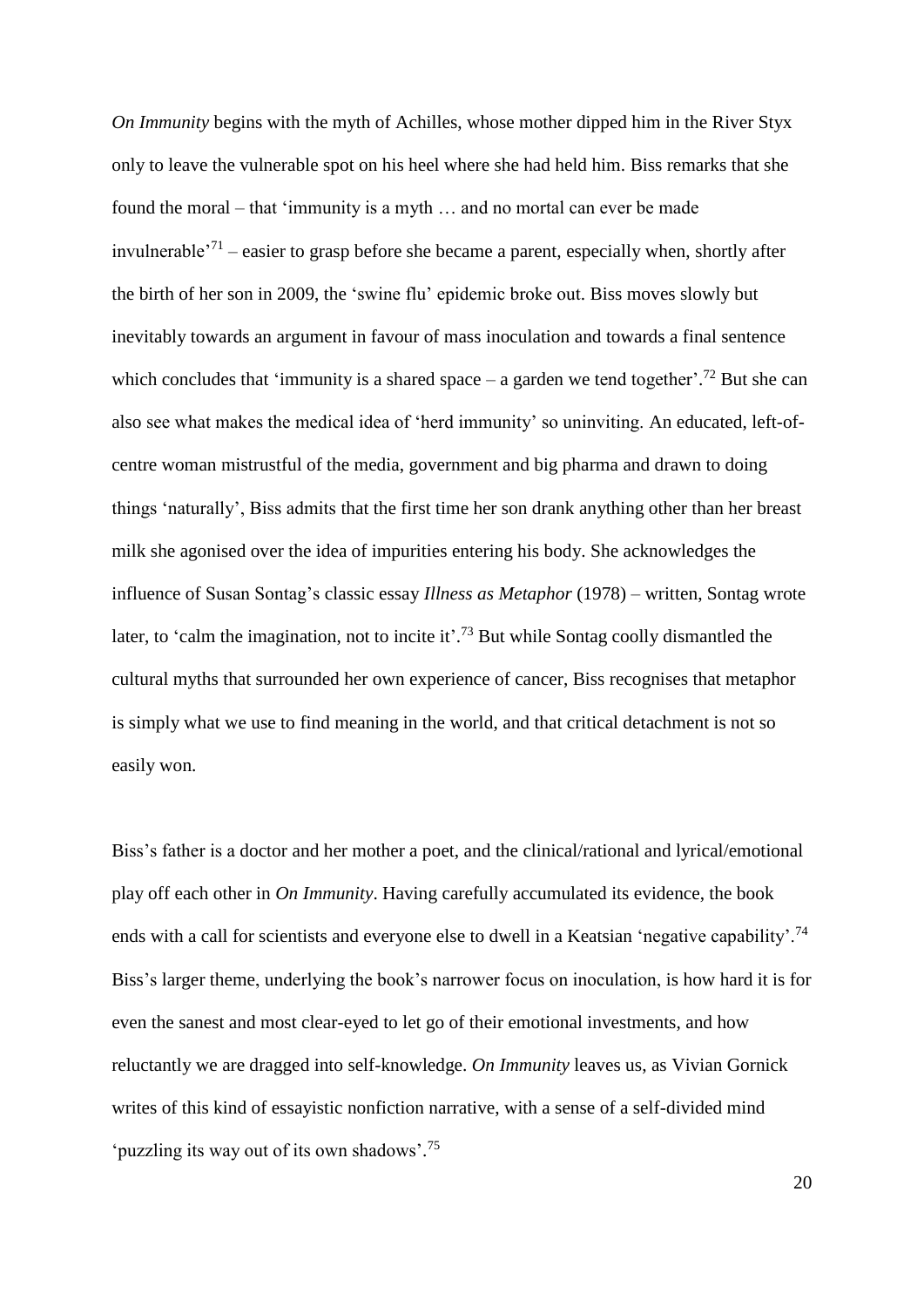*On Immunity* begins with the myth of Achilles, whose mother dipped him in the River Styx only to leave the vulnerable spot on his heel where she had held him. Biss remarks that she found the moral – that 'immunity is a myth … and no mortal can ever be made invulnerable'[71] – easier to grasp before she became a parent, especially when, shortly after the birth of her son in 2009, the 'swine flu' epidemic broke out. Biss moves slowly but inevitably towards an argument in favour of mass inoculation and towards a final sentence which concludes that 'immunity is a shared space – a garden we tend together'.[72] But she can also see what makes the medical idea of 'herd immunity' so uninviting. An educated, left-of-centre woman mistrustful of the media, government and big pharma and drawn to doing things 'naturally', Biss admits that the first time her son drank anything other than her breast milk she agonised over the idea of impurities entering his body. She acknowledges the influence of Susan Sontag's classic essay *Illness as Metaphor* (1978) – written, Sontag wrote later, to 'calm the imagination, not to incite it'.[73] But while Sontag coolly dismantled the cultural myths that surrounded her own experience of cancer, Biss recognises that metaphor is simply what we use to find meaning in the world, and that critical detachment is not so easily won.

Biss's father is a doctor and her mother a poet, and the clinical/rational and lyrical/emotional play off each other in *On Immunity*. Having carefully accumulated its evidence, the book ends with a call for scientists and everyone else to dwell in a Keatsian 'negative capability'.[74] Biss's larger theme, underlying the book's narrower focus on inoculation, is how hard it is for even the sanest and most clear-eyed to let go of their emotional investments, and how reluctantly we are dragged into self-knowledge. *On Immunity* leaves us, as Vivian Gornick writes of this kind of essayistic nonfiction narrative, with a sense of a self-divided mind 'puzzling its way out of its own shadows'.[75]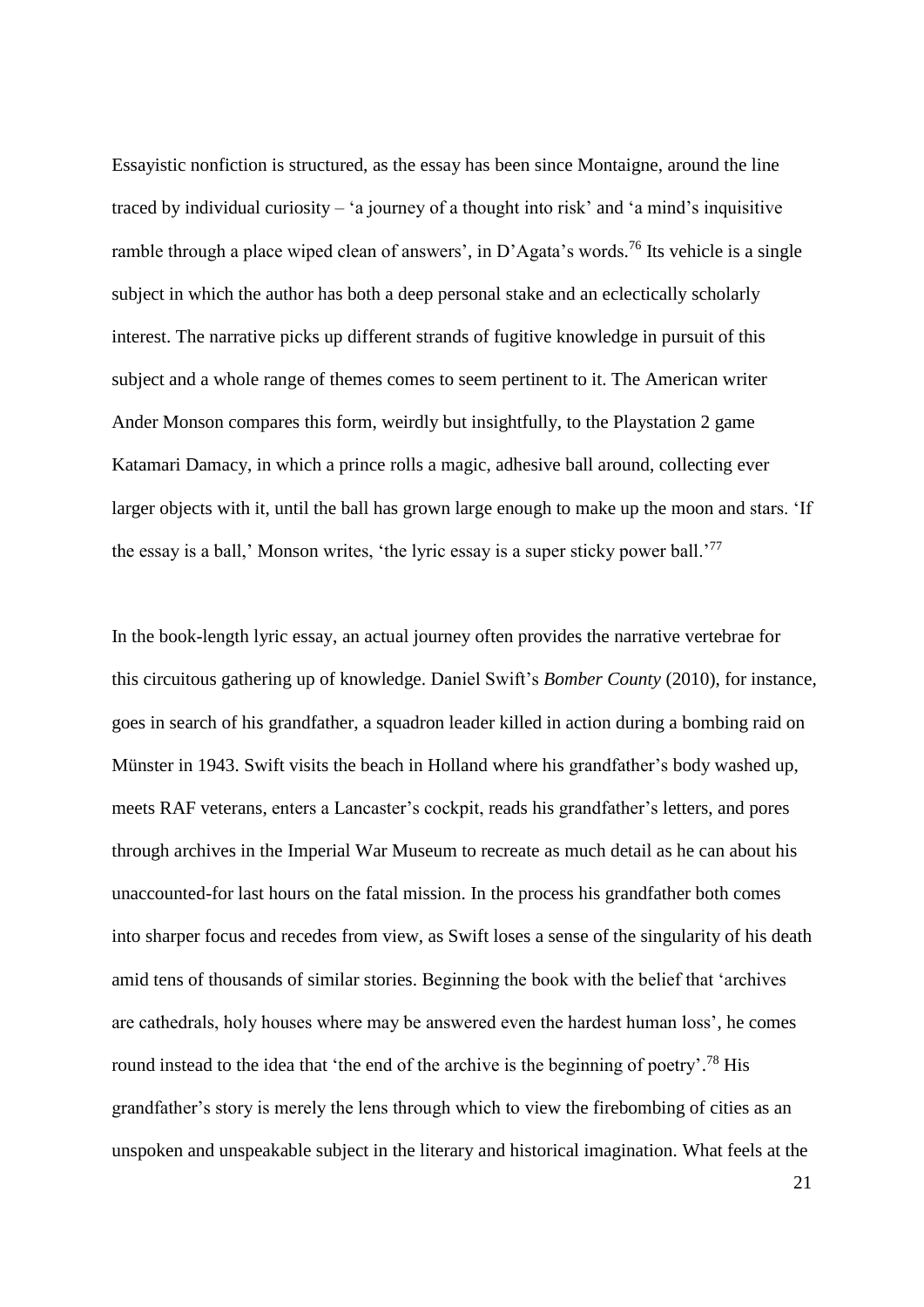Essayistic nonfiction is structured, as the essay has been since Montaigne, around the line traced by individual curiosity – 'a journey of a thought into risk' and 'a mind's inquisitive ramble through a place wiped clean of answers', in D'Agata's words.[76] Its vehicle is a single subject in which the author has both a deep personal stake and an eclectically scholarly interest. The narrative picks up different strands of fugitive knowledge in pursuit of this subject and a whole range of themes comes to seem pertinent to it. The American writer Ander Monson compares this form, weirdly but insightfully, to the Playstation 2 game Katamari Damacy, in which a prince rolls a magic, adhesive ball around, collecting ever larger objects with it, until the ball has grown large enough to make up the moon and stars. 'If the essay is a ball,' Monson writes, 'the lyric essay is a super sticky power ball.'[77]

In the book-length lyric essay, an actual journey often provides the narrative vertebrae for this circuitous gathering up of knowledge. Daniel Swift's *Bomber County* (2010), for instance, goes in search of his grandfather, a squadron leader killed in action during a bombing raid on Münster in 1943. Swift visits the beach in Holland where his grandfather's body washed up, meets RAF veterans, enters a Lancaster's cockpit, reads his grandfather's letters, and pores through archives in the Imperial War Museum to recreate as much detail as he can about his unaccounted-for last hours on the fatal mission. In the process his grandfather both comes into sharper focus and recedes from view, as Swift loses a sense of the singularity of his death amid tens of thousands of similar stories. Beginning the book with the belief that 'archives are cathedrals, holy houses where may be answered even the hardest human loss', he comes round instead to the idea that 'the end of the archive is the beginning of poetry'.[78] His grandfather's story is merely the lens through which to view the firebombing of cities as an unspoken and unspeakable subject in the literary and historical imagination. What feels at the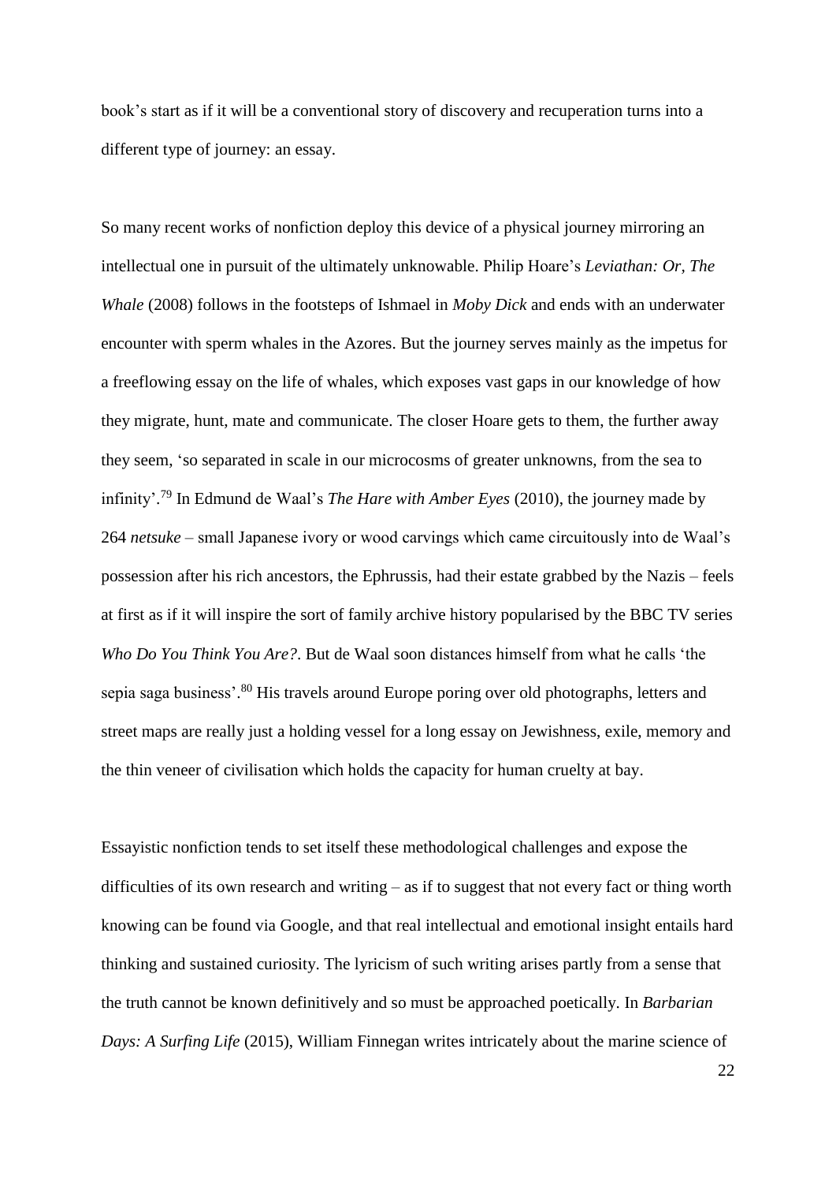book's start as if it will be a conventional story of discovery and recuperation turns into a different type of journey: an essay.

So many recent works of nonfiction deploy this device of a physical journey mirroring an intellectual one in pursuit of the ultimately unknowable. Philip Hoare's *Leviathan: Or, The Whale* (2008) follows in the footsteps of Ishmael in *Moby Dick* and ends with an underwater encounter with sperm whales in the Azores. But the journey serves mainly as the impetus for a freeflowing essay on the life of whales, which exposes vast gaps in our knowledge of how they migrate, hunt, mate and communicate. The closer Hoare gets to them, the further away they seem, 'so separated in scale in our microcosms of greater unknowns, from the sea to infinity'.[79] In Edmund de Waal's *The Hare with Amber Eyes* (2010), the journey made by 264 *netsuke* – small Japanese ivory or wood carvings which came circuitously into de Waal's possession after his rich ancestors, the Ephrussis, had their estate grabbed by the Nazis – feels at first as if it will inspire the sort of family archive history popularised by the BBC TV series *Who Do You Think You Are?*. But de Waal soon distances himself from what he calls 'the sepia saga business'.[80] His travels around Europe poring over old photographs, letters and street maps are really just a holding vessel for a long essay on Jewishness, exile, memory and the thin veneer of civilisation which holds the capacity for human cruelty at bay.

Essayistic nonfiction tends to set itself these methodological challenges and expose the difficulties of its own research and writing – as if to suggest that not every fact or thing worth knowing can be found via Google, and that real intellectual and emotional insight entails hard thinking and sustained curiosity. The lyricism of such writing arises partly from a sense that the truth cannot be known definitively and so must be approached poetically. In *Barbarian Days: A Surfing Life* (2015), William Finnegan writes intricately about the marine science of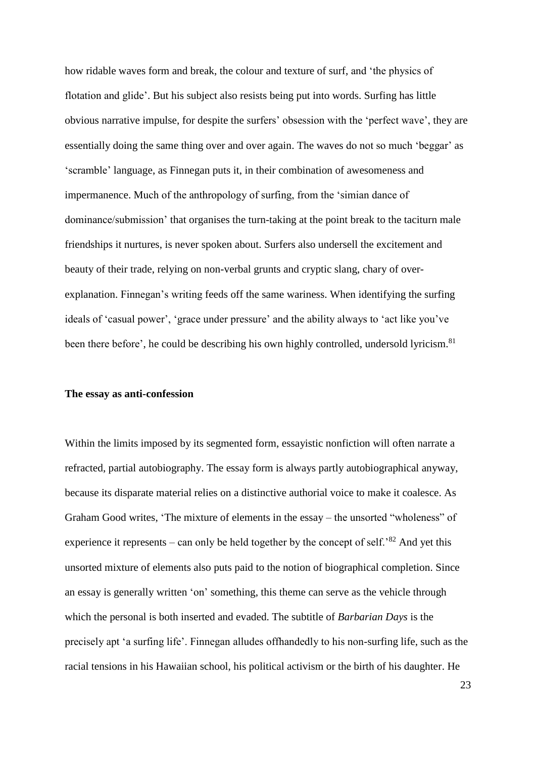how ridable waves form and break, the colour and texture of surf, and 'the physics of flotation and glide'. But his subject also resists being put into words. Surfing has little obvious narrative impulse, for despite the surfers' obsession with the 'perfect wave', they are essentially doing the same thing over and over again. The waves do not so much 'beggar' as 'scramble' language, as Finnegan puts it, in their combination of awesomeness and impermanence. Much of the anthropology of surfing, from the 'simian dance of dominance/submission' that organises the turn-taking at the point break to the taciturn male friendships it nurtures, is never spoken about. Surfers also undersell the excitement and beauty of their trade, relying on non-verbal grunts and cryptic slang, chary of over-explanation. Finnegan's writing feeds off the same wariness. When identifying the surfing ideals of 'casual power', 'grace under pressure' and the ability always to 'act like you've been there before', he could be describing his own highly controlled, undersold lyricism.[81]

**The essay as anti-confession**

Within the limits imposed by its segmented form, essayistic nonfiction will often narrate a refracted, partial autobiography. The essay form is always partly autobiographical anyway, because its disparate material relies on a distinctive authorial voice to make it coalesce. As Graham Good writes, 'The mixture of elements in the essay – the unsorted "wholeness" of experience it represents – can only be held together by the concept of self.'[82] And yet this unsorted mixture of elements also puts paid to the notion of biographical completion. Since an essay is generally written 'on' something, this theme can serve as the vehicle through which the personal is both inserted and evaded. The subtitle of *Barbarian Days* is the precisely apt 'a surfing life'. Finnegan alludes offhandedly to his non-surfing life, such as the racial tensions in his Hawaiian school, his political activism or the birth of his daughter. He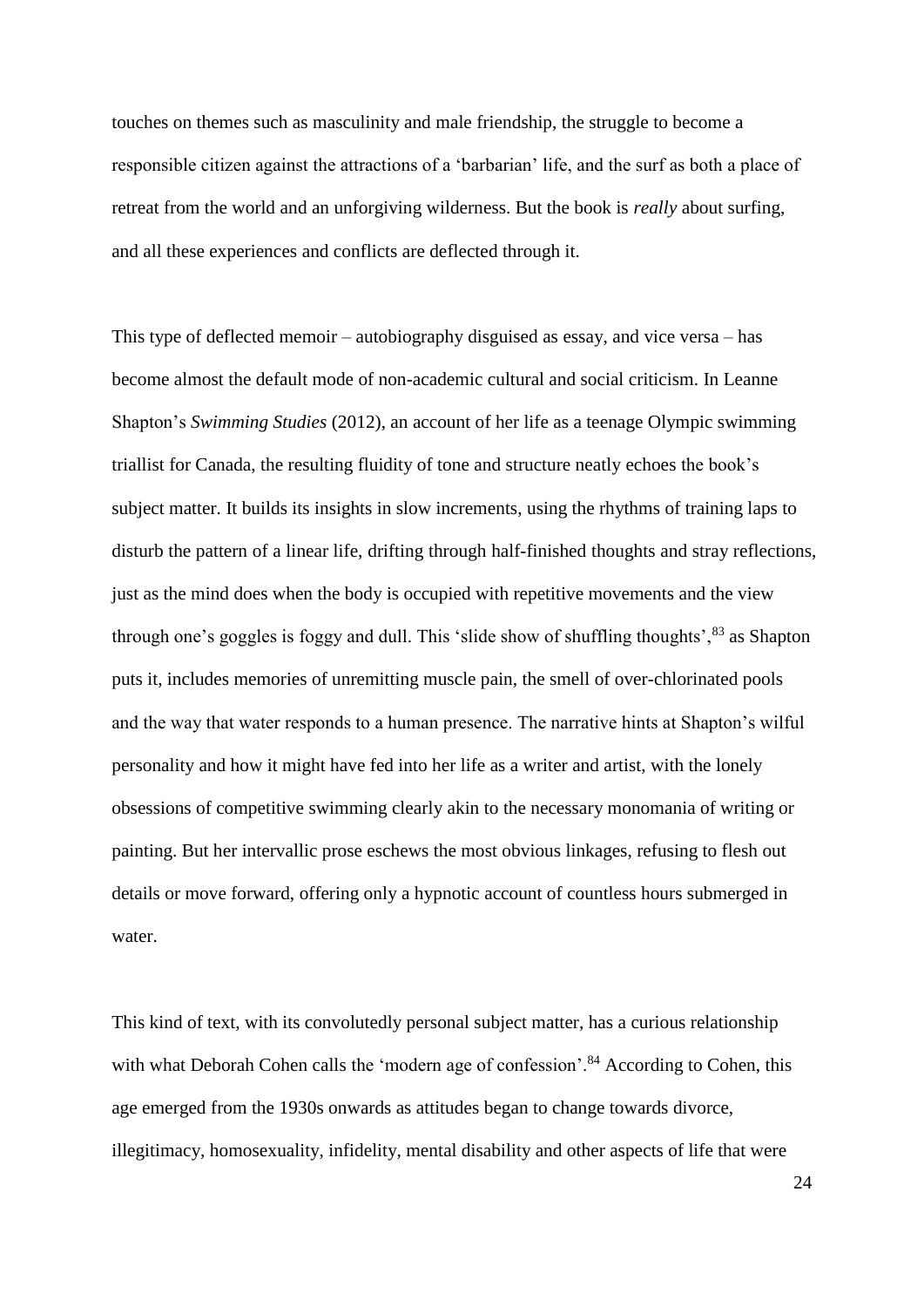touches on themes such as masculinity and male friendship, the struggle to become a responsible citizen against the attractions of a 'barbarian' life, and the surf as both a place of retreat from the world and an unforgiving wilderness. But the book is *really* about surfing, and all these experiences and conflicts are deflected through it.

This type of deflected memoir – autobiography disguised as essay, and vice versa – has become almost the default mode of non-academic cultural and social criticism. In Leanne Shapton's *Swimming Studies* (2012), an account of her life as a teenage Olympic swimming triallist for Canada, the resulting fluidity of tone and structure neatly echoes the book's subject matter. It builds its insights in slow increments, using the rhythms of training laps to disturb the pattern of a linear life, drifting through half-finished thoughts and stray reflections, just as the mind does when the body is occupied with repetitive movements and the view through one's goggles is foggy and dull. This 'slide show of shuffling thoughts',[83] as Shapton puts it, includes memories of unremitting muscle pain, the smell of over-chlorinated pools and the way that water responds to a human presence. The narrative hints at Shapton's wilful personality and how it might have fed into her life as a writer and artist, with the lonely obsessions of competitive swimming clearly akin to the necessary monomania of writing or painting. But her intervallic prose eschews the most obvious linkages, refusing to flesh out details or move forward, offering only a hypnotic account of countless hours submerged in water.

This kind of text, with its convolutedly personal subject matter, has a curious relationship with what Deborah Cohen calls the 'modern age of confession'.[84] According to Cohen, this age emerged from the 1930s onwards as attitudes began to change towards divorce, illegitimacy, homosexuality, infidelity, mental disability and other aspects of life that were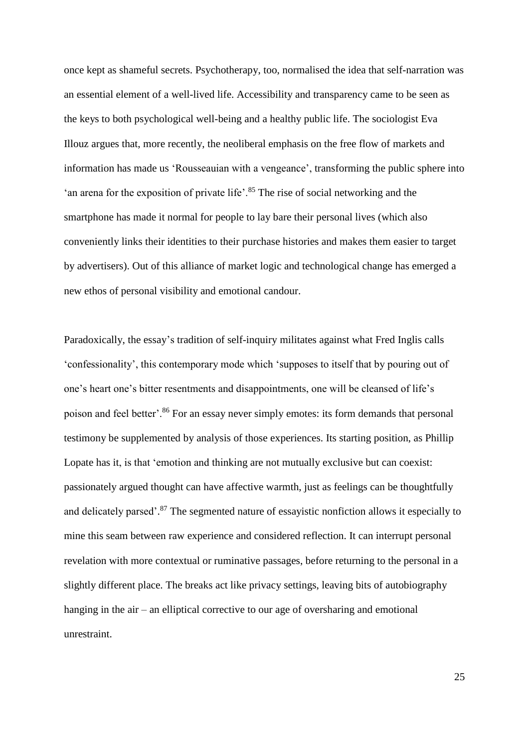once kept as shameful secrets. Psychotherapy, too, normalised the idea that self-narration was an essential element of a well-lived life. Accessibility and transparency came to be seen as the keys to both psychological well-being and a healthy public life. The sociologist Eva Illouz argues that, more recently, the neoliberal emphasis on the free flow of markets and information has made us 'Rousseauian with a vengeance', transforming the public sphere into 'an arena for the exposition of private life'.[85] The rise of social networking and the smartphone has made it normal for people to lay bare their personal lives (which also conveniently links their identities to their purchase histories and makes them easier to target by advertisers). Out of this alliance of market logic and technological change has emerged a new ethos of personal visibility and emotional candour.

Paradoxically, the essay's tradition of self-inquiry militates against what Fred Inglis calls 'confessionality', this contemporary mode which 'supposes to itself that by pouring out of one's heart one's bitter resentments and disappointments, one will be cleansed of life's poison and feel better'.[86] For an essay never simply emotes: its form demands that personal testimony be supplemented by analysis of those experiences. Its starting position, as Phillip Lopate has it, is that 'emotion and thinking are not mutually exclusive but can coexist: passionately argued thought can have affective warmth, just as feelings can be thoughtfully and delicately parsed'.[87] The segmented nature of essayistic nonfiction allows it especially to mine this seam between raw experience and considered reflection. It can interrupt personal revelation with more contextual or ruminative passages, before returning to the personal in a slightly different place. The breaks act like privacy settings, leaving bits of autobiography hanging in the air – an elliptical corrective to our age of oversharing and emotional unrestraint.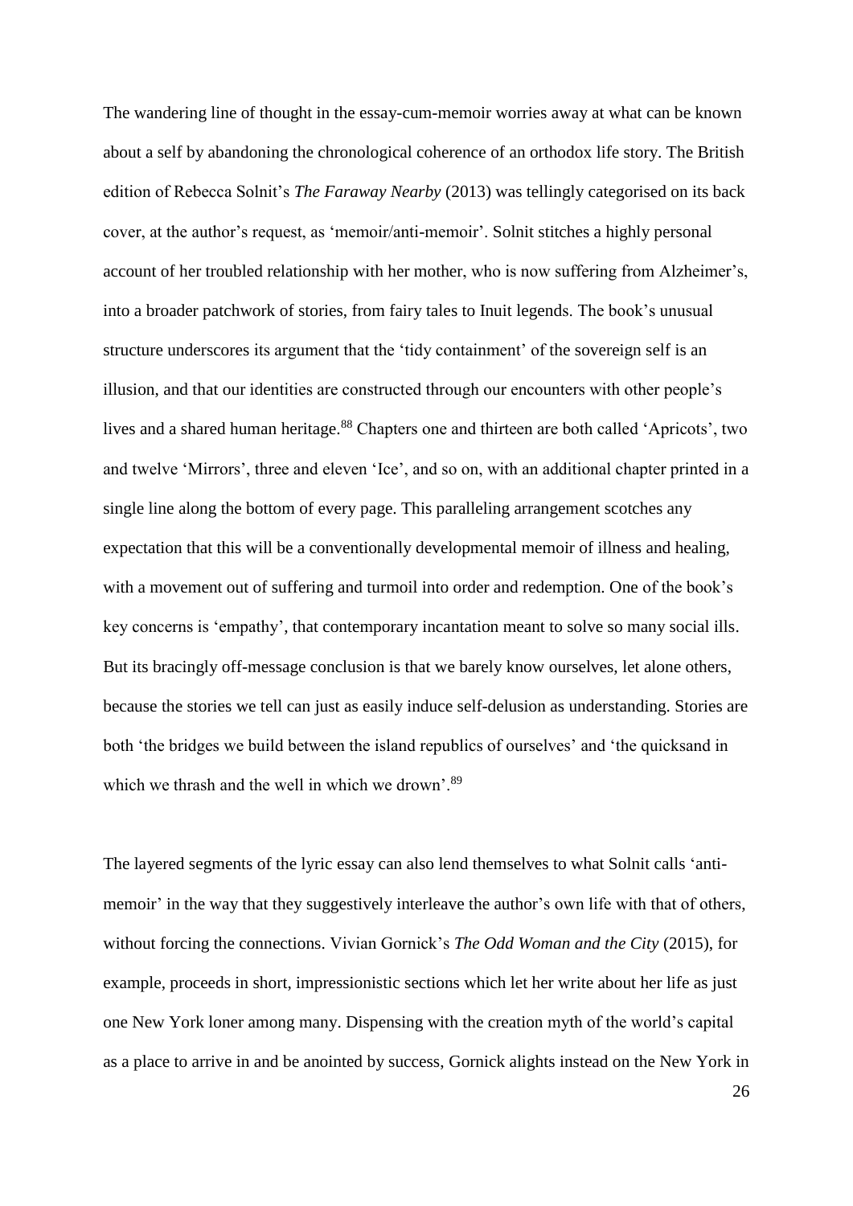The wandering line of thought in the essay-cum-memoir worries away at what can be known about a self by abandoning the chronological coherence of an orthodox life story. The British edition of Rebecca Solnit's *The Faraway Nearby* (2013) was tellingly categorised on its back cover, at the author's request, as 'memoir/anti-memoir'. Solnit stitches a highly personal account of her troubled relationship with her mother, who is now suffering from Alzheimer's, into a broader patchwork of stories, from fairy tales to Inuit legends. The book's unusual structure underscores its argument that the 'tidy containment' of the sovereign self is an illusion, and that our identities are constructed through our encounters with other people's lives and a shared human heritage.[88] Chapters one and thirteen are both called 'Apricots', two and twelve 'Mirrors', three and eleven 'Ice', and so on, with an additional chapter printed in a single line along the bottom of every page. This paralleling arrangement scotches any expectation that this will be a conventionally developmental memoir of illness and healing, with a movement out of suffering and turmoil into order and redemption. One of the book's key concerns is 'empathy', that contemporary incantation meant to solve so many social ills. But its bracingly off-message conclusion is that we barely know ourselves, let alone others, because the stories we tell can just as easily induce self-delusion as understanding. Stories are both 'the bridges we build between the island republics of ourselves' and 'the quicksand in which we thrash and the well in which we drown'.[89]

The layered segments of the lyric essay can also lend themselves to what Solnit calls 'anti-memoir' in the way that they suggestively interleave the author's own life with that of others, without forcing the connections. Vivian Gornick's *The Odd Woman and the City* (2015), for example, proceeds in short, impressionistic sections which let her write about her life as just one New York loner among many. Dispensing with the creation myth of the world's capital as a place to arrive in and be anointed by success, Gornick alights instead on the New York in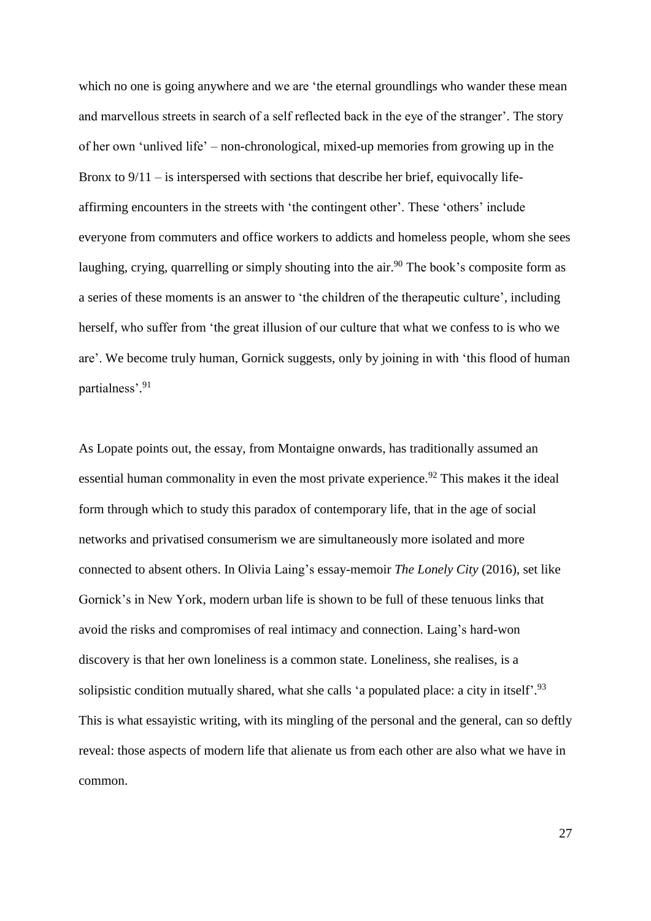which no one is going anywhere and we are 'the eternal groundlings who wander these mean and marvellous streets in search of a self reflected back in the eye of the stranger'. The story of her own 'unlived life' – non-chronological, mixed-up memories from growing up in the Bronx to 9/11 – is interspersed with sections that describe her brief, equivocally life-affirming encounters in the streets with 'the contingent other'. These 'others' include everyone from commuters and office workers to addicts and homeless people, whom she sees laughing, crying, quarrelling or simply shouting into the air.[90] The book's composite form as a series of these moments is an answer to 'the children of the therapeutic culture', including herself, who suffer from 'the great illusion of our culture that what we confess to is who we are'. We become truly human, Gornick suggests, only by joining in with 'this flood of human partialness'.[91]

As Lopate points out, the essay, from Montaigne onwards, has traditionally assumed an essential human commonality in even the most private experience.[92] This makes it the ideal form through which to study this paradox of contemporary life, that in the age of social networks and privatised consumerism we are simultaneously more isolated and more connected to absent others. In Olivia Laing's essay-memoir *The Lonely City* (2016), set like Gornick's in New York, modern urban life is shown to be full of these tenuous links that avoid the risks and compromises of real intimacy and connection. Laing's hard-won discovery is that her own loneliness is a common state. Loneliness, she realises, is a solipsistic condition mutually shared, what she calls 'a populated place: a city in itself'.[93] This is what essayistic writing, with its mingling of the personal and the general, can so deftly reveal: those aspects of modern life that alienate us from each other are also what we have in common.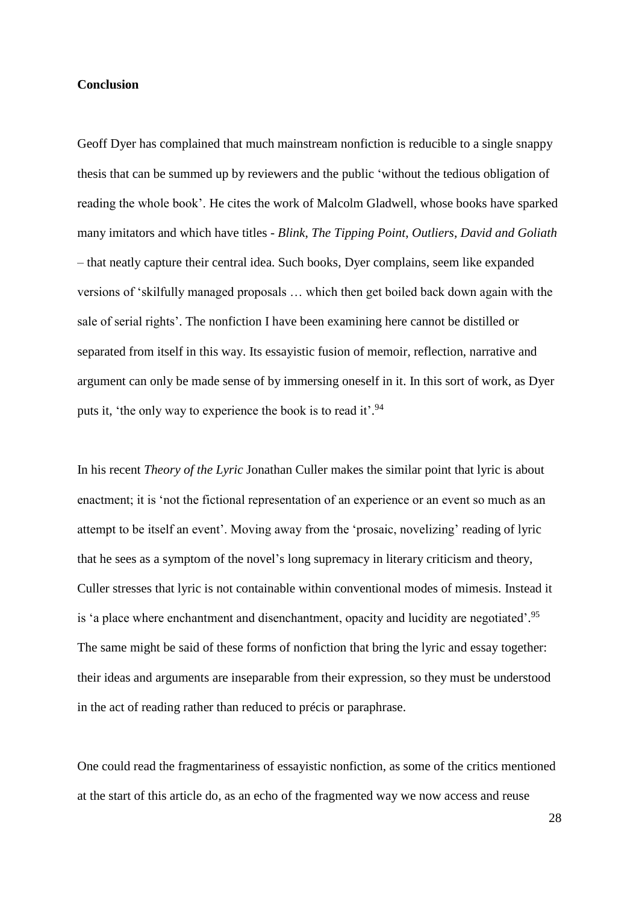**Conclusion**

Geoff Dyer has complained that much mainstream nonfiction is reducible to a single snappy thesis that can be summed up by reviewers and the public 'without the tedious obligation of reading the whole book'. He cites the work of Malcolm Gladwell, whose books have sparked many imitators and which have titles - *Blink, The Tipping Point, Outliers, David and Goliath* – that neatly capture their central idea. Such books, Dyer complains, seem like expanded versions of 'skilfully managed proposals … which then get boiled back down again with the sale of serial rights'. The nonfiction I have been examining here cannot be distilled or separated from itself in this way. Its essayistic fusion of memoir, reflection, narrative and argument can only be made sense of by immersing oneself in it. In this sort of work, as Dyer puts it, 'the only way to experience the book is to read it'.[94]

In his recent *Theory of the Lyric* Jonathan Culler makes the similar point that lyric is about enactment; it is 'not the fictional representation of an experience or an event so much as an attempt to be itself an event'. Moving away from the 'prosaic, novelizing' reading of lyric that he sees as a symptom of the novel's long supremacy in literary criticism and theory, Culler stresses that lyric is not containable within conventional modes of mimesis. Instead it is 'a place where enchantment and disenchantment, opacity and lucidity are negotiated'.[95] The same might be said of these forms of nonfiction that bring the lyric and essay together: their ideas and arguments are inseparable from their expression, so they must be understood in the act of reading rather than reduced to précis or paraphrase.

One could read the fragmentariness of essayistic nonfiction, as some of the critics mentioned at the start of this article do, as an echo of the fragmented way we now access and reuse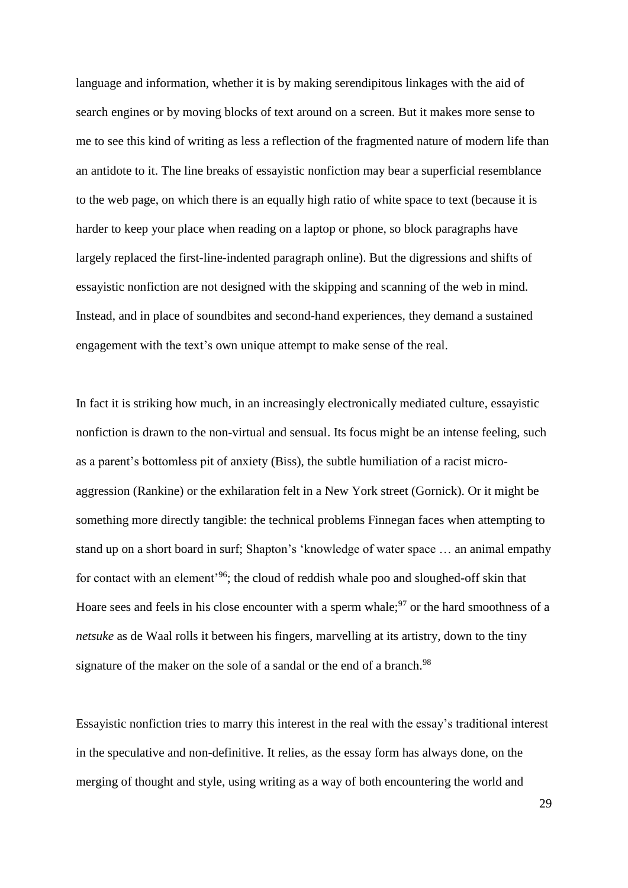language and information, whether it is by making serendipitous linkages with the aid of search engines or by moving blocks of text around on a screen. But it makes more sense to me to see this kind of writing as less a reflection of the fragmented nature of modern life than an antidote to it. The line breaks of essayistic nonfiction may bear a superficial resemblance to the web page, on which there is an equally high ratio of white space to text (because it is harder to keep your place when reading on a laptop or phone, so block paragraphs have largely replaced the first-line-indented paragraph online). But the digressions and shifts of essayistic nonfiction are not designed with the skipping and scanning of the web in mind. Instead, and in place of soundbites and second-hand experiences, they demand a sustained engagement with the text's own unique attempt to make sense of the real.

In fact it is striking how much, in an increasingly electronically mediated culture, essayistic nonfiction is drawn to the non-virtual and sensual. Its focus might be an intense feeling, such as a parent's bottomless pit of anxiety (Biss), the subtle humiliation of a racist micro-aggression (Rankine) or the exhilaration felt in a New York street (Gornick). Or it might be something more directly tangible: the technical problems Finnegan faces when attempting to stand up on a short board in surf; Shapton's 'knowledge of water space … an animal empathy for contact with an element'[96]; the cloud of reddish whale poo and sloughed-off skin that Hoare sees and feels in his close encounter with a sperm whale;[97] or the hard smoothness of a *netsuke* as de Waal rolls it between his fingers, marvelling at its artistry, down to the tiny signature of the maker on the sole of a sandal or the end of a branch.[98]

Essayistic nonfiction tries to marry this interest in the real with the essay's traditional interest in the speculative and non-definitive. It relies, as the essay form has always done, on the merging of thought and style, using writing as a way of both encountering the world and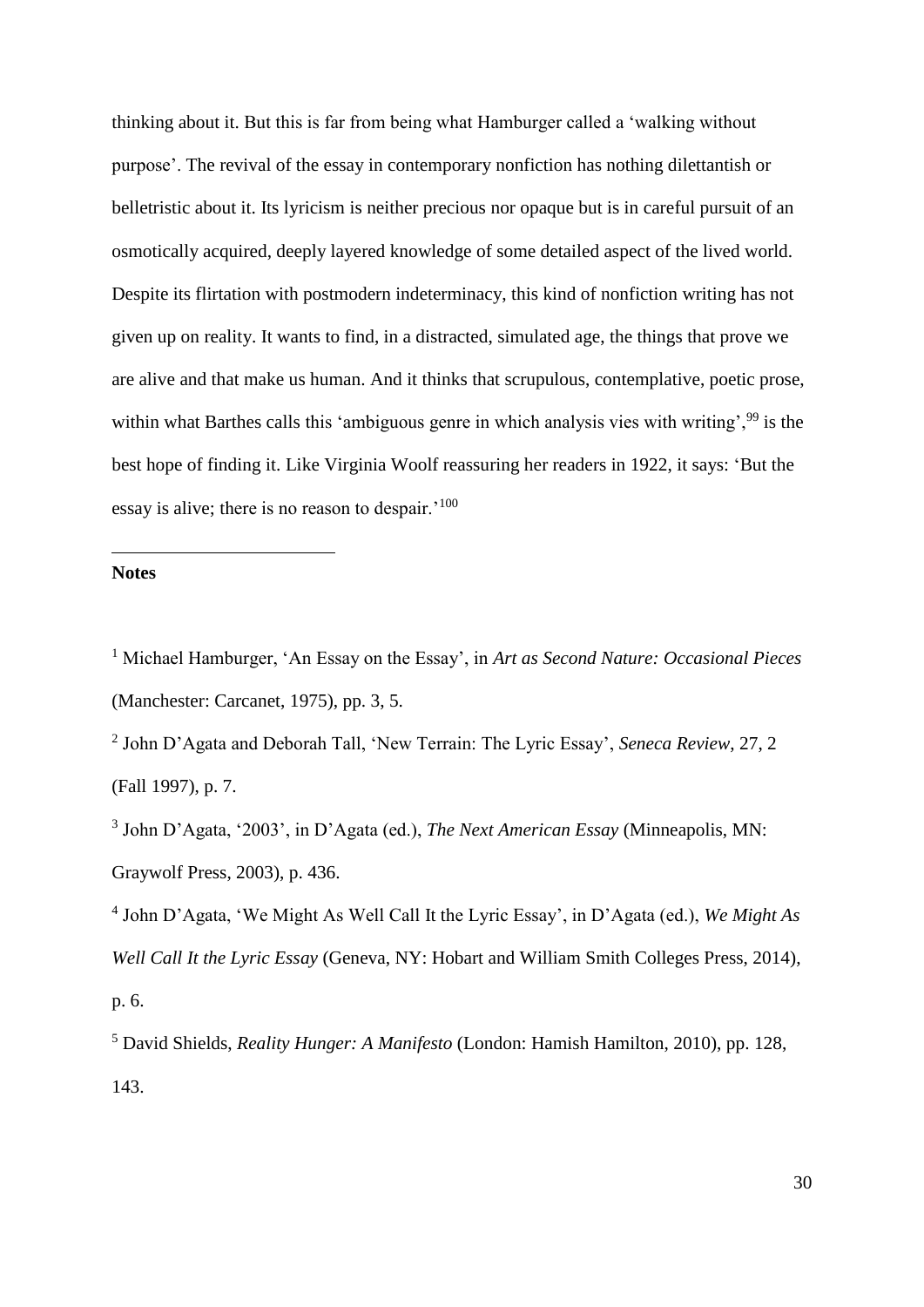thinking about it. But this is far from being what Hamburger called a 'walking without purpose'. The revival of the essay in contemporary nonfiction has nothing dilettantish or belletristic about it. Its lyricism is neither precious nor opaque but is in careful pursuit of an osmotically acquired, deeply layered knowledge of some detailed aspect of the lived world. Despite its flirtation with postmodern indeterminacy, this kind of nonfiction writing has not given up on reality. It wants to find, in a distracted, simulated age, the things that prove we are alive and that make us human. And it thinks that scrupulous, contemplative, poetic prose, within what Barthes calls this 'ambiguous genre in which analysis vies with writing',[99] is the best hope of finding it. Like Virginia Woolf reassuring her readers in 1922, it says: 'But the essay is alive; there is no reason to despair.'[100]

---

**Notes**

[1] Michael Hamburger, 'An Essay on the Essay', in *Art as Second Nature: Occasional Pieces* (Manchester: Carcanet, 1975), pp. 3, 5.

[2] John D'Agata and Deborah Tall, 'New Terrain: The Lyric Essay', *Seneca Review*, 27, 2 (Fall 1997), p. 7.

[3] John D'Agata, '2003', in D'Agata (ed.), *The Next American Essay* (Minneapolis, MN: Graywolf Press, 2003), p. 436.

[4] John D'Agata, 'We Might As Well Call It the Lyric Essay', in D'Agata (ed.), *We Might As Well Call It the Lyric Essay* (Geneva, NY: Hobart and William Smith Colleges Press, 2014), p. 6.

[5] David Shields, *Reality Hunger: A Manifesto* (London: Hamish Hamilton, 2010), pp. 128, 143.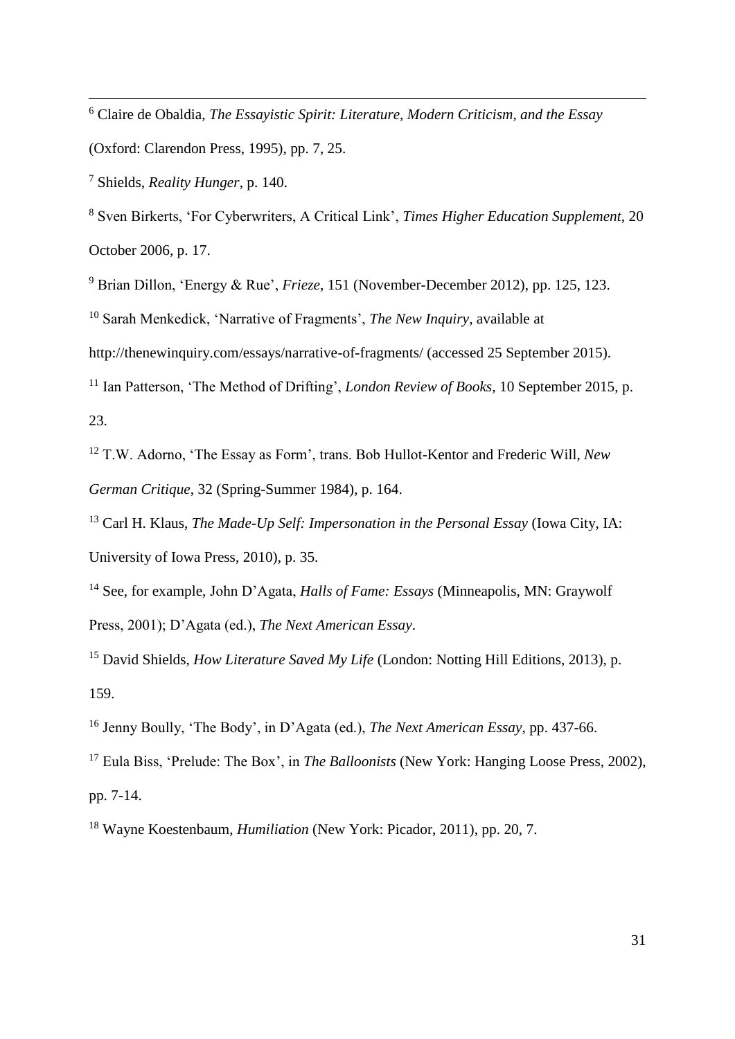[6] Claire de Obaldia, *The Essayistic Spirit: Literature, Modern Criticism, and the Essay* (Oxford: Clarendon Press, 1995), pp. 7, 25.

[7] Shields, *Reality Hunger*, p. 140.

[8] Sven Birkerts, 'For Cyberwriters, A Critical Link', *Times Higher Education Supplement*, 20 October 2006, p. 17.

[9] Brian Dillon, 'Energy & Rue', *Frieze*, 151 (November-December 2012), pp. 125, 123.

[10] Sarah Menkedick, 'Narrative of Fragments', *The New Inquiry*, available at http://thenewinquiry.com/essays/narrative-of-fragments/ (accessed 25 September 2015).

[11] Ian Patterson, 'The Method of Drifting', *London Review of Books*, 10 September 2015, p. 23.

[12] T.W. Adorno, 'The Essay as Form', trans. Bob Hullot-Kentor and Frederic Will, *New German Critique*, 32 (Spring-Summer 1984), p. 164.

[13] Carl H. Klaus, *The Made-Up Self: Impersonation in the Personal Essay* (Iowa City, IA: University of Iowa Press, 2010), p. 35.

[14] See, for example, John D'Agata, *Halls of Fame: Essays* (Minneapolis, MN: Graywolf Press, 2001); D'Agata (ed.), *The Next American Essay*.

[15] David Shields, *How Literature Saved My Life* (London: Notting Hill Editions, 2013), p. 159.

[16] Jenny Boully, 'The Body', in D'Agata (ed.), *The Next American Essay*, pp. 437-66.

[17] Eula Biss, 'Prelude: The Box', in *The Balloonists* (New York: Hanging Loose Press, 2002), pp. 7-14.

[18] Wayne Koestenbaum, *Humiliation* (New York: Picador, 2011), pp. 20, 7.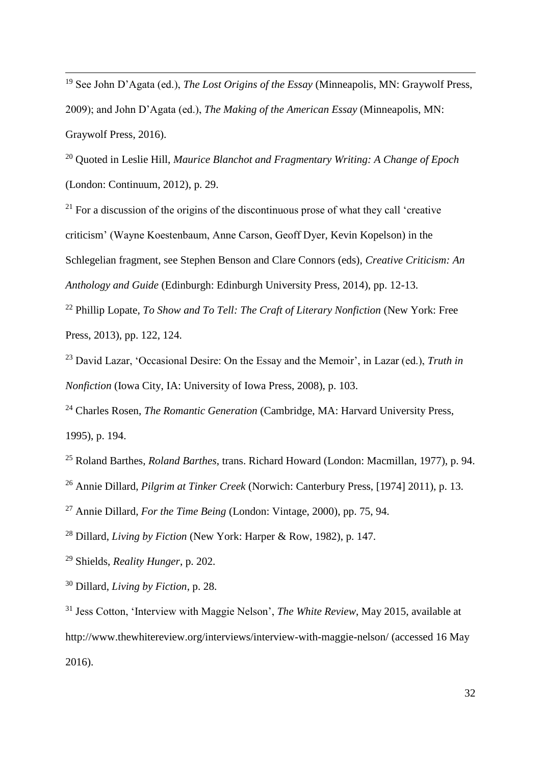[19] See John D'Agata (ed.), *The Lost Origins of the Essay* (Minneapolis, MN: Graywolf Press, 2009); and John D'Agata (ed.), *The Making of the American Essay* (Minneapolis, MN: Graywolf Press, 2016).

[20] Quoted in Leslie Hill, *Maurice Blanchot and Fragmentary Writing: A Change of Epoch* (London: Continuum, 2012), p. 29.

[21] For a discussion of the origins of the discontinuous prose of what they call 'creative criticism' (Wayne Koestenbaum, Anne Carson, Geoff Dyer, Kevin Kopelson) in the Schlegelian fragment, see Stephen Benson and Clare Connors (eds), *Creative Criticism: An Anthology and Guide* (Edinburgh: Edinburgh University Press, 2014), pp. 12-13.

[22] Phillip Lopate, *To Show and To Tell: The Craft of Literary Nonfiction* (New York: Free Press, 2013), pp. 122, 124.

[23] David Lazar, 'Occasional Desire: On the Essay and the Memoir', in Lazar (ed.), *Truth in Nonfiction* (Iowa City, IA: University of Iowa Press, 2008), p. 103.

[24] Charles Rosen, *The Romantic Generation* (Cambridge, MA: Harvard University Press, 1995), p. 194.

[25] Roland Barthes, *Roland Barthes*, trans. Richard Howard (London: Macmillan, 1977), p. 94.

[26] Annie Dillard, *Pilgrim at Tinker Creek* (Norwich: Canterbury Press, [1974] 2011), p. 13.

[27] Annie Dillard, *For the Time Being* (London: Vintage, 2000), pp. 75, 94.

[28] Dillard, *Living by Fiction* (New York: Harper & Row, 1982), p. 147.

[29] Shields, *Reality Hunger*, p. 202.

[30] Dillard, *Living by Fiction*, p. 28.

[31] Jess Cotton, 'Interview with Maggie Nelson', *The White Review*, May 2015, available at http://www.thewhitereview.org/interviews/interview-with-maggie-nelson/ (accessed 16 May 2016).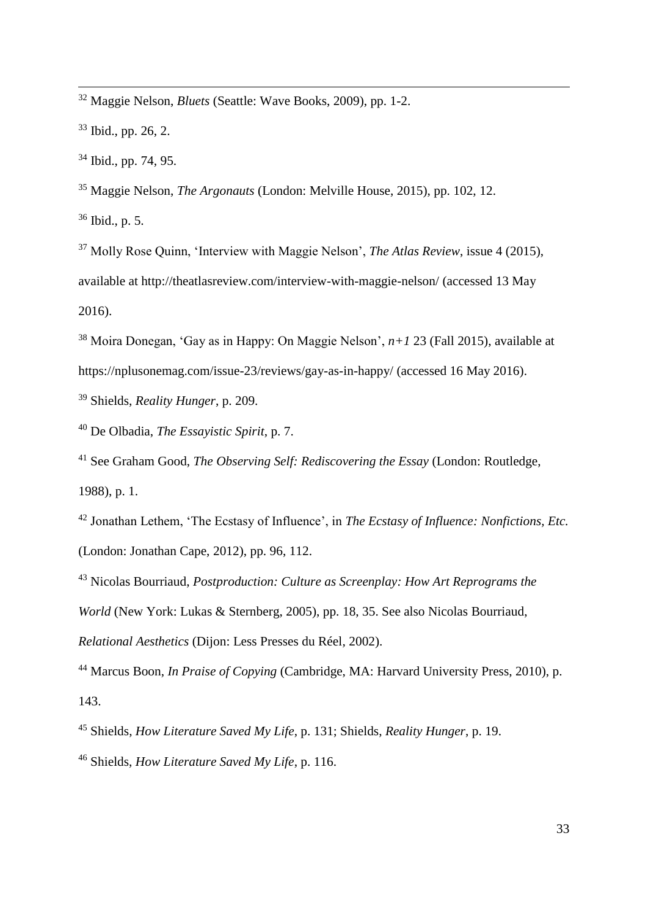[32] Maggie Nelson, *Bluets* (Seattle: Wave Books, 2009), pp. 1-2.

[33] Ibid., pp. 26, 2.

[34] Ibid., pp. 74, 95.

[35] Maggie Nelson, *The Argonauts* (London: Melville House, 2015), pp. 102, 12.

[36] Ibid., p. 5.

[37] Molly Rose Quinn, 'Interview with Maggie Nelson', *The Atlas Review*, issue 4 (2015), available at http://theatlasreview.com/interview-with-maggie-nelson/ (accessed 13 May 2016).

[38] Moira Donegan, 'Gay as in Happy: On Maggie Nelson', *n+1* 23 (Fall 2015), available at https://nplusonemag.com/issue-23/reviews/gay-as-in-happy/ (accessed 16 May 2016).

[39] Shields, *Reality Hunger*, p. 209.

[40] De Olbadia, *The Essayistic Spirit*, p. 7.

[41] See Graham Good, *The Observing Self: Rediscovering the Essay* (London: Routledge, 1988), p. 1.

[42] Jonathan Lethem, 'The Ecstasy of Influence', in *The Ecstasy of Influence: Nonfictions, Etc.* (London: Jonathan Cape, 2012), pp. 96, 112.

[43] Nicolas Bourriaud, *Postproduction: Culture as Screenplay: How Art Reprograms the World* (New York: Lukas & Sternberg, 2005), pp. 18, 35. See also Nicolas Bourriaud, *Relational Aesthetics* (Dijon: Less Presses du Réel, 2002).

[44] Marcus Boon, *In Praise of Copying* (Cambridge, MA: Harvard University Press, 2010), p. 143.

[45] Shields, *How Literature Saved My Life*, p. 131; Shields, *Reality Hunger*, p. 19.

[46] Shields, *How Literature Saved My Life*, p. 116.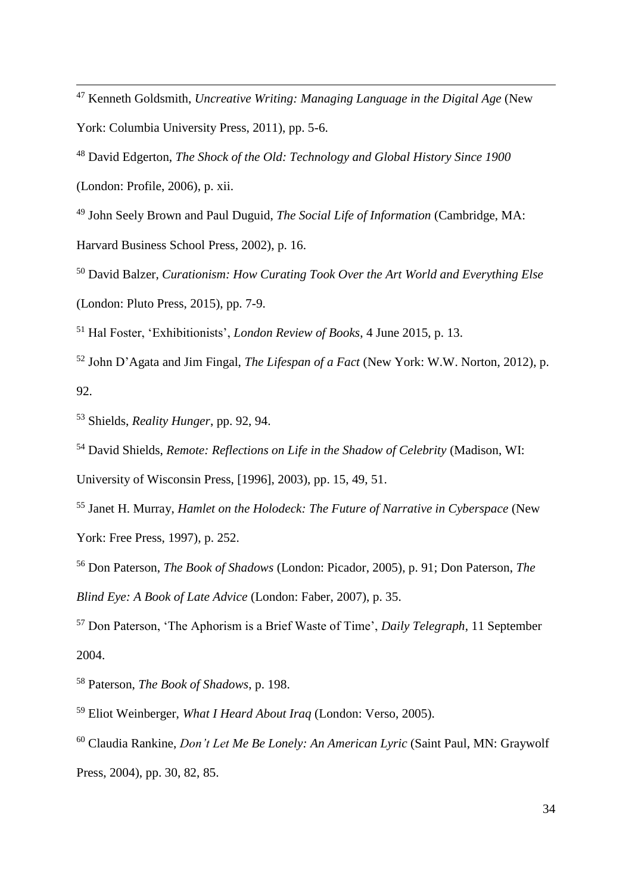[47] Kenneth Goldsmith, *Uncreative Writing: Managing Language in the Digital Age* (New York: Columbia University Press, 2011), pp. 5-6.

[48] David Edgerton, *The Shock of the Old: Technology and Global History Since 1900* (London: Profile, 2006), p. xii.

[49] John Seely Brown and Paul Duguid, *The Social Life of Information* (Cambridge, MA: Harvard Business School Press, 2002), p. 16.

[50] David Balzer, *Curationism: How Curating Took Over the Art World and Everything Else* (London: Pluto Press, 2015), pp. 7-9.

[51] Hal Foster, 'Exhibitionists', *London Review of Books*, 4 June 2015, p. 13.

[52] John D'Agata and Jim Fingal, *The Lifespan of a Fact* (New York: W.W. Norton, 2012), p. 92.

[53] Shields, *Reality Hunger*, pp. 92, 94.

[54] David Shields, *Remote: Reflections on Life in the Shadow of Celebrity* (Madison, WI: University of Wisconsin Press, [1996], 2003), pp. 15, 49, 51.

[55] Janet H. Murray, *Hamlet on the Holodeck: The Future of Narrative in Cyberspace* (New York: Free Press, 1997), p. 252.

[56] Don Paterson, *The Book of Shadows* (London: Picador, 2005), p. 91; Don Paterson, *The Blind Eye: A Book of Late Advice* (London: Faber, 2007), p. 35.

[57] Don Paterson, 'The Aphorism is a Brief Waste of Time', *Daily Telegraph*, 11 September 2004.

[58] Paterson, *The Book of Shadows*, p. 198.

[59] Eliot Weinberger, *What I Heard About Iraq* (London: Verso, 2005).

[60] Claudia Rankine, *Don't Let Me Be Lonely: An American Lyric* (Saint Paul, MN: Graywolf Press, 2004), pp. 30, 82, 85.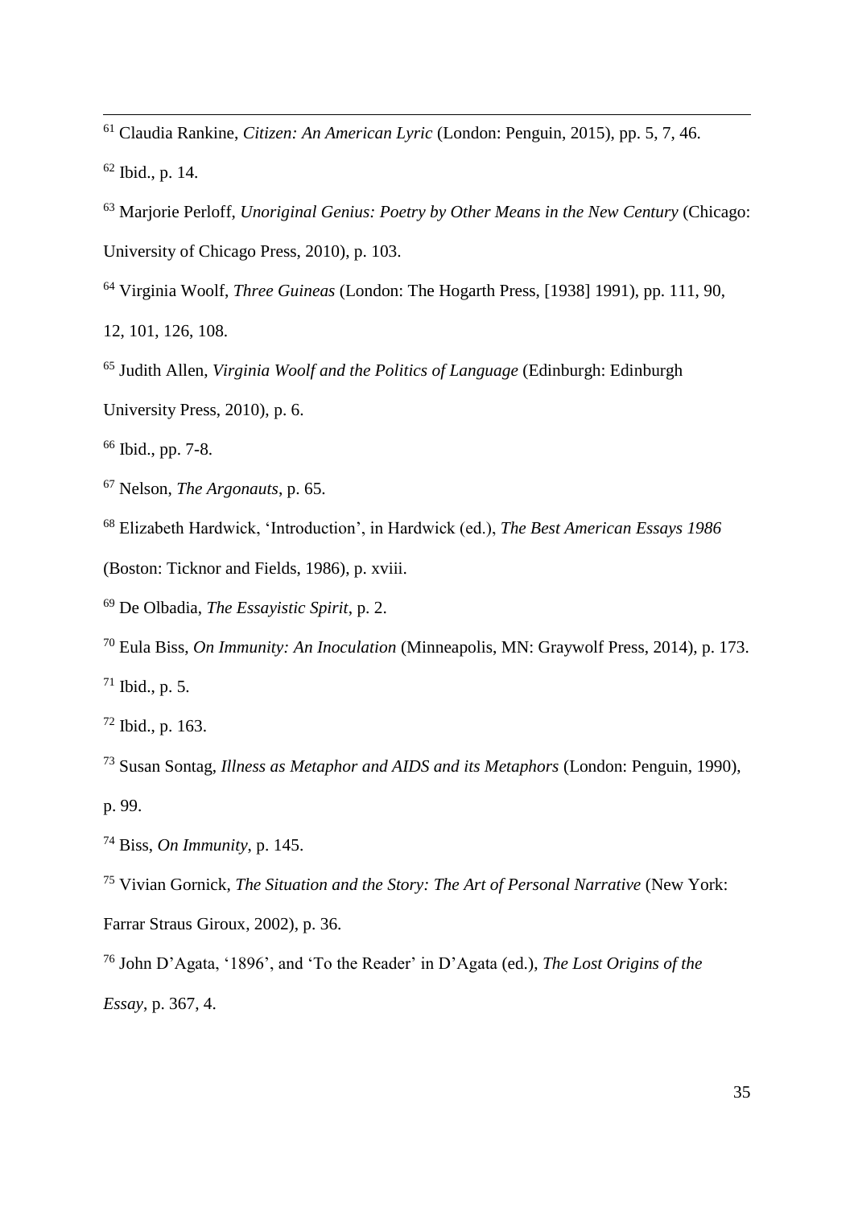[61] Claudia Rankine, *Citizen: An American Lyric* (London: Penguin, 2015), pp. 5, 7, 46.

[62] Ibid., p. 14.

[63] Marjorie Perloff, *Unoriginal Genius: Poetry by Other Means in the New Century* (Chicago: University of Chicago Press, 2010), p. 103.

[64] Virginia Woolf, *Three Guineas* (London: The Hogarth Press, [1938] 1991), pp. 111, 90, 12, 101, 126, 108.

[65] Judith Allen, *Virginia Woolf and the Politics of Language* (Edinburgh: Edinburgh University Press, 2010), p. 6.

[66] Ibid., pp. 7-8.

[67] Nelson, *The Argonauts*, p. 65.

[68] Elizabeth Hardwick, 'Introduction', in Hardwick (ed.), *The Best American Essays 1986* (Boston: Ticknor and Fields, 1986), p. xviii.

[69] De Olbadia, *The Essayistic Spirit*, p. 2.

[70] Eula Biss, *On Immunity: An Inoculation* (Minneapolis, MN: Graywolf Press, 2014), p. 173.

[71] Ibid., p. 5.

[72] Ibid., p. 163.

[73] Susan Sontag, *Illness as Metaphor and AIDS and its Metaphors* (London: Penguin, 1990), p. 99.

[74] Biss, *On Immunity*, p. 145.

[75] Vivian Gornick, *The Situation and the Story: The Art of Personal Narrative* (New York: Farrar Straus Giroux, 2002), p. 36.

[76] John D'Agata, '1896', and 'To the Reader' in D'Agata (ed.), *The Lost Origins of the Essay*, p. 367, 4.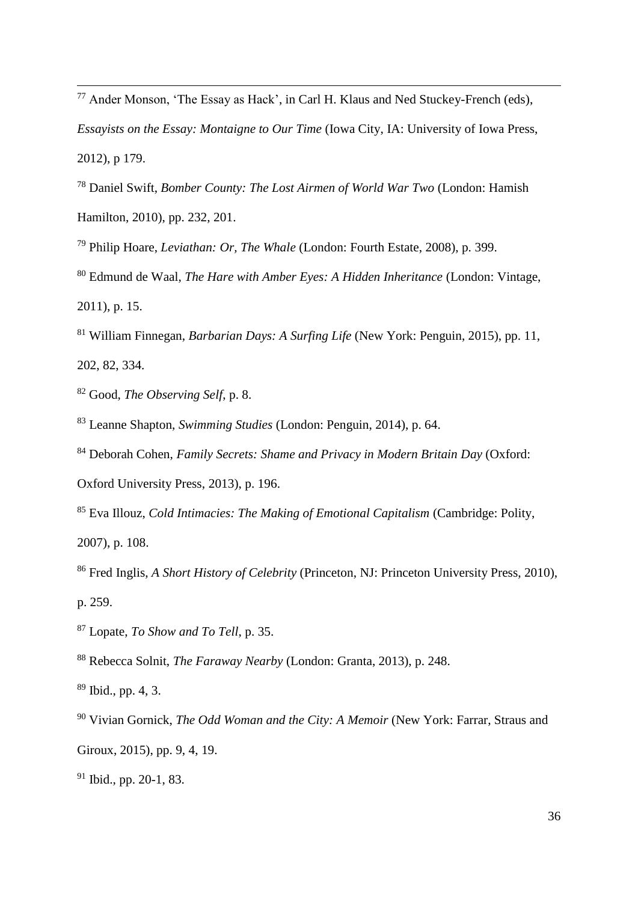[77] Ander Monson, 'The Essay as Hack', in Carl H. Klaus and Ned Stuckey-French (eds), *Essayists on the Essay: Montaigne to Our Time* (Iowa City, IA: University of Iowa Press, 2012), p 179.

[78] Daniel Swift, *Bomber County: The Lost Airmen of World War Two* (London: Hamish Hamilton, 2010), pp. 232, 201.

[79] Philip Hoare, *Leviathan: Or, The Whale* (London: Fourth Estate, 2008), p. 399.

[80] Edmund de Waal, *The Hare with Amber Eyes: A Hidden Inheritance* (London: Vintage, 2011), p. 15.

[81] William Finnegan, *Barbarian Days: A Surfing Life* (New York: Penguin, 2015), pp. 11, 202, 82, 334.

[82] Good, *The Observing Self*, p. 8.

[83] Leanne Shapton, *Swimming Studies* (London: Penguin, 2014), p. 64.

[84] Deborah Cohen, *Family Secrets: Shame and Privacy in Modern Britain Day* (Oxford: Oxford University Press, 2013), p. 196.

[85] Eva Illouz, *Cold Intimacies: The Making of Emotional Capitalism* (Cambridge: Polity, 2007), p. 108.

[86] Fred Inglis, *A Short History of Celebrity* (Princeton, NJ: Princeton University Press, 2010), p. 259.

[87] Lopate, *To Show and To Tell*, p. 35.

[88] Rebecca Solnit, *The Faraway Nearby* (London: Granta, 2013), p. 248.

[89] Ibid., pp. 4, 3.

[90] Vivian Gornick, *The Odd Woman and the City: A Memoir* (New York: Farrar, Straus and Giroux, 2015), pp. 9, 4, 19.

[91] Ibid., pp. 20-1, 83.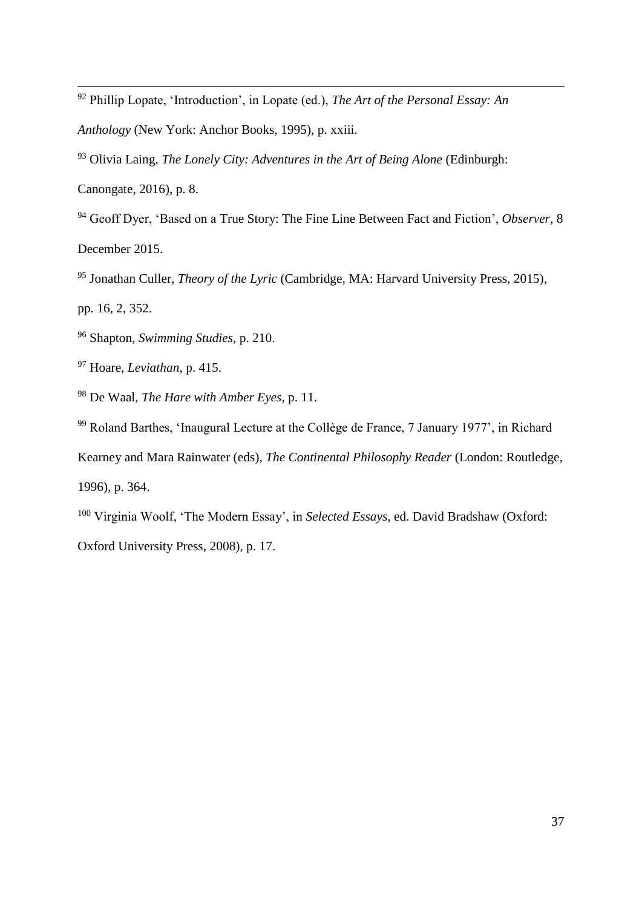[92] Phillip Lopate, 'Introduction', in Lopate (ed.), *The Art of the Personal Essay: An Anthology* (New York: Anchor Books, 1995), p. xxiii.

[93] Olivia Laing, *The Lonely City: Adventures in the Art of Being Alone* (Edinburgh: Canongate, 2016), p. 8.

[94] Geoff Dyer, 'Based on a True Story: The Fine Line Between Fact and Fiction', *Observer*, 8 December 2015.

[95] Jonathan Culler, *Theory of the Lyric* (Cambridge, MA: Harvard University Press, 2015), pp. 16, 2, 352.

[96] Shapton, *Swimming Studies*, p. 210.

[97] Hoare, *Leviathan*, p. 415.

[98] De Waal, *The Hare with Amber Eyes*, p. 11.

[99] Roland Barthes, 'Inaugural Lecture at the Collège de France, 7 January 1977', in Richard Kearney and Mara Rainwater (eds), *The Continental Philosophy Reader* (London: Routledge, 1996), p. 364.

[100] Virginia Woolf, 'The Modern Essay', in *Selected Essays*, ed. David Bradshaw (Oxford: Oxford University Press, 2008), p. 17.